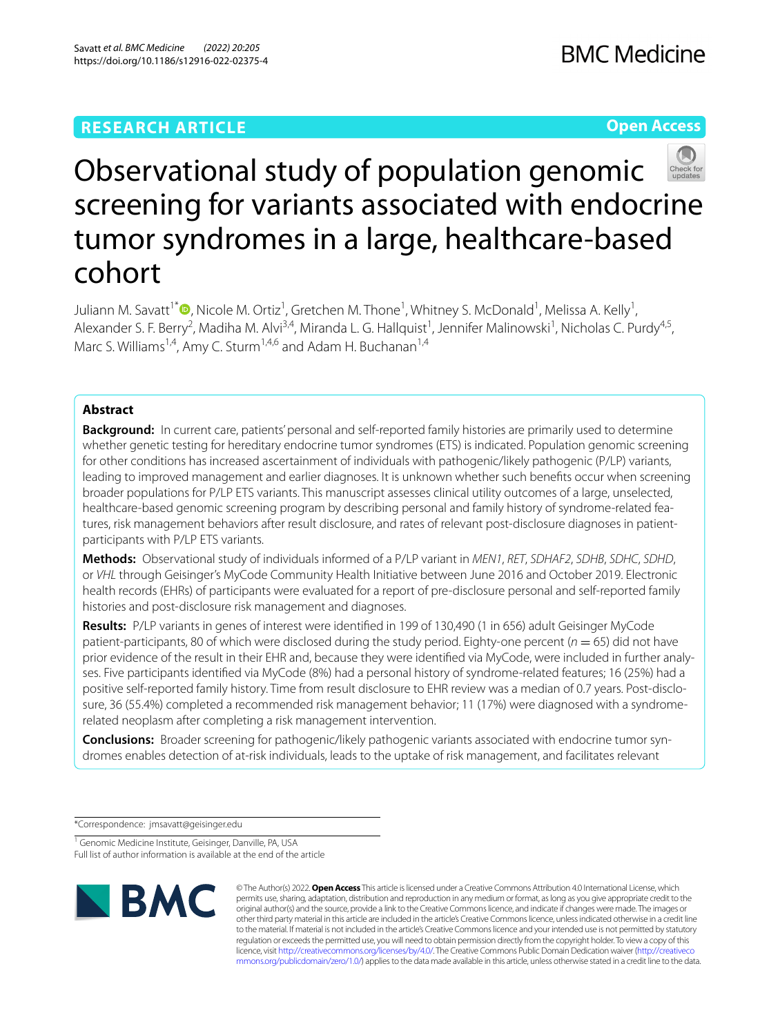**RESEARCH ARTICLE**

**Open Access**

# Observational study of population genomic screening for variants associated with endocrine tumor syndromes in a large, healthcare-based cohort

Juliann M. Savatt[1*], Nicole M. Ortiz[1], Gretchen M. Thone[1], Whitney S. McDonald[1], Melissa A. Kelly[1], Alexander S. F. Berry[2], Madiha M. Alvi[3,4], Miranda L. G. Hallquist[1], Jennifer Malinowski[1], Nicholas C. Purdy[4,5], Marc S. Williams[1,4], Amy C. Sturm[1,4,6] and Adam H. Buchanan[1,4]

## Abstract

**Background:** In current care, patients' personal and self-reported family histories are primarily used to determine whether genetic testing for hereditary endocrine tumor syndromes (ETS) is indicated. Population genomic screening for other conditions has increased ascertainment of individuals with pathogenic/likely pathogenic (P/LP) variants, leading to improved management and earlier diagnoses. It is unknown whether such benefits occur when screening broader populations for P/LP ETS variants. This manuscript assesses clinical utility outcomes of a large, unselected, healthcare-based genomic screening program by describing personal and family history of syndrome-related features, risk management behaviors after result disclosure, and rates of relevant post-disclosure diagnoses in patient-participants with P/LP ETS variants.

**Methods:** Observational study of individuals informed of a P/LP variant in *MEN1*, *RET*, *SDHAF2*, *SDHB*, *SDHC*, *SDHD*, or *VHL* through Geisinger's MyCode Community Health Initiative between June 2016 and October 2019. Electronic health records (EHRs) of participants were evaluated for a report of pre-disclosure personal and self-reported family histories and post-disclosure risk management and diagnoses.

**Results:** P/LP variants in genes of interest were identified in 199 of 130,490 (1 in 656) adult Geisinger MyCode patient-participants, 80 of which were disclosed during the study period. Eighty-one percent ($n = 65$) did not have prior evidence of the result in their EHR and, because they were identified via MyCode, were included in further analyses. Five participants identified via MyCode (8%) had a personal history of syndrome-related features; 16 (25%) had a positive self-reported family history. Time from result disclosure to EHR review was a median of 0.7 years. Post-disclosure, 36 (55.4%) completed a recommended risk management behavior; 11 (17%) were diagnosed with a syndrome-related neoplasm after completing a risk management intervention.

**Conclusions:** Broader screening for pathogenic/likely pathogenic variants associated with endocrine tumor syndromes enables detection of at-risk individuals, leads to the uptake of risk management, and facilitates relevant

*Correspondence: jmsavatt@geisinger.edu

[1] Genomic Medicine Institute, Geisinger, Danville, PA, USA

Full list of author information is available at the end of the article

© The Author(s) 2022. **Open Access** This article is licensed under a Creative Commons Attribution 4.0 International License, which permits use, sharing, adaptation, distribution and reproduction in any medium or format, as long as you give appropriate credit to the original author(s) and the source, provide a link to the Creative Commons licence, and indicate if changes were made. The images or other third party material in this article are included in the article's Creative Commons licence, unless indicated otherwise in a credit line to the material. If material is not included in the article's Creative Commons licence and your intended use is not permitted by statutory regulation or exceeds the permitted use, you will need to obtain permission directly from the copyright holder. To view a copy of this licence, visit http://creativecommons.org/licenses/by/4.0/. The Creative Commons Public Domain Dedication waiver (http://creativecommons.org/publicdomain/zero/1.0/) applies to the data made available in this article, unless otherwise stated in a credit line to the data.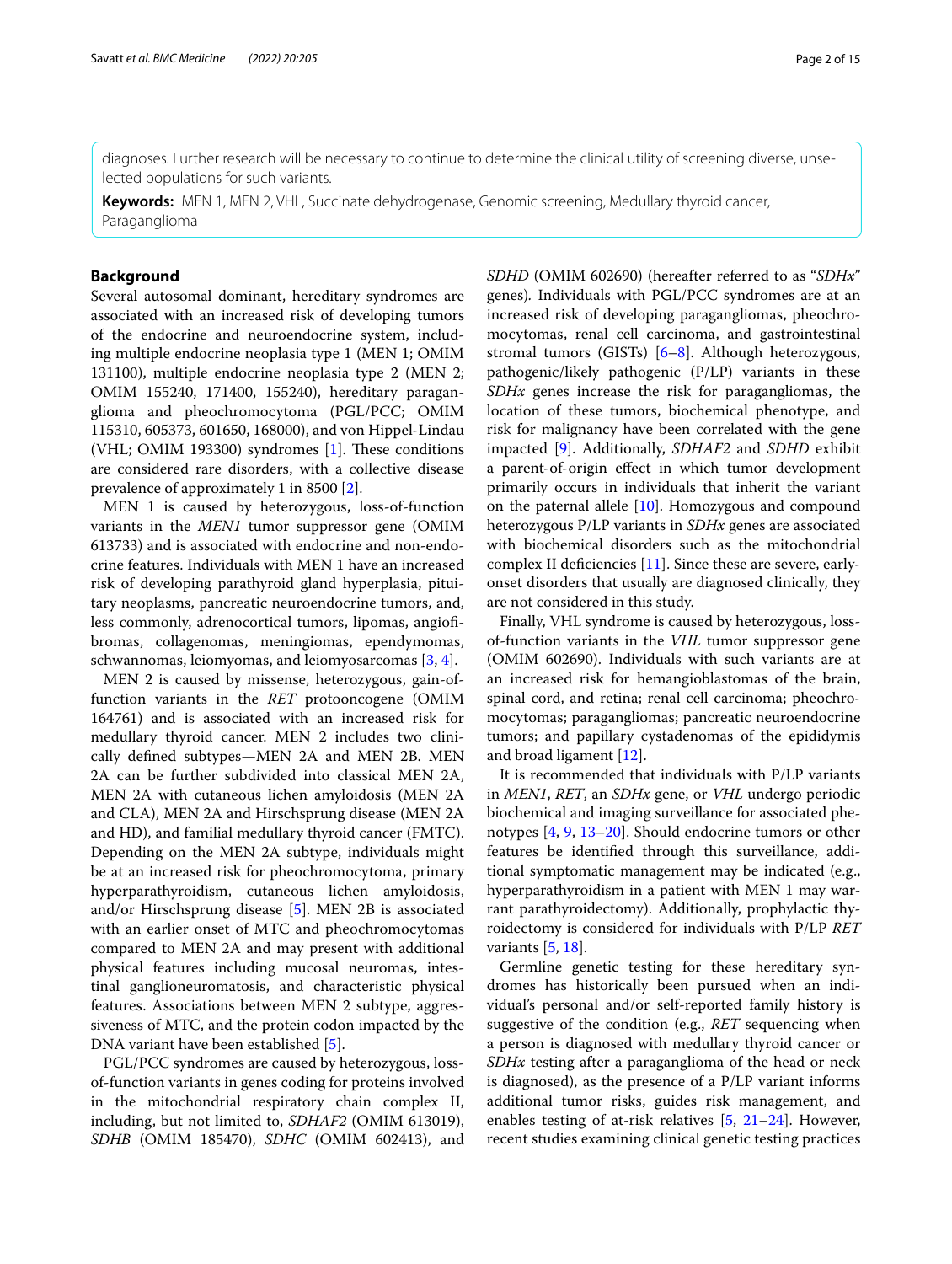diagnoses. Further research will be necessary to continue to determine the clinical utility of screening diverse, unselected populations for such variants.

**Keywords:** MEN 1, MEN 2, VHL, Succinate dehydrogenase, Genomic screening, Medullary thyroid cancer, Paraganglioma

## Background

Several autosomal dominant, hereditary syndromes are associated with an increased risk of developing tumors of the endocrine and neuroendocrine system, including multiple endocrine neoplasia type 1 (MEN 1; OMIM 131100), multiple endocrine neoplasia type 2 (MEN 2; OMIM 155240, 171400, 155240), hereditary paraganglioma and pheochromocytoma (PGL/PCC; OMIM 115310, 605373, 601650, 168000), and von Hippel-Lindau (VHL; OMIM 193300) syndromes [1]. These conditions are considered rare disorders, with a collective disease prevalence of approximately 1 in 8500 [2].

MEN 1 is caused by heterozygous, loss-of-function variants in the *MEN1* tumor suppressor gene (OMIM 613733) and is associated with endocrine and non-endocrine features. Individuals with MEN 1 have an increased risk of developing parathyroid gland hyperplasia, pituitary neoplasms, pancreatic neuroendocrine tumors, and, less commonly, adrenocortical tumors, lipomas, angiofibromas, collagenomas, meningiomas, ependymomas, schwannomas, leiomyomas, and leiomyosarcomas [3, 4].

MEN 2 is caused by missense, heterozygous, gain-of-function variants in the *RET* protooncogene (OMIM 164761) and is associated with an increased risk for medullary thyroid cancer. MEN 2 includes two clinically defined subtypes—MEN 2A and MEN 2B. MEN 2A can be further subdivided into classical MEN 2A, MEN 2A with cutaneous lichen amyloidosis (MEN 2A and CLA), MEN 2A and Hirschsprung disease (MEN 2A and HD), and familial medullary thyroid cancer (FMTC). Depending on the MEN 2A subtype, individuals might be at an increased risk for pheochromocytoma, primary hyperparathyroidism, cutaneous lichen amyloidosis, and/or Hirschsprung disease [5]. MEN 2B is associated with an earlier onset of MTC and pheochromocytomas compared to MEN 2A and may present with additional physical features including mucosal neuromas, intestinal ganglioneuromatosis, and characteristic physical features. Associations between MEN 2 subtype, aggressiveness of MTC, and the protein codon impacted by the DNA variant have been established [5].

PGL/PCC syndromes are caused by heterozygous, loss-of-function variants in genes coding for proteins involved in the mitochondrial respiratory chain complex II, including, but not limited to, *SDHAF2* (OMIM 613019), *SDHB* (OMIM 185470), *SDHC* (OMIM 602413), and *SDHD* (OMIM 602690) (hereafter referred to as "*SDHx*" genes). Individuals with PGL/PCC syndromes are at an increased risk of developing paragangliomas, pheochromocytomas, renal cell carcinoma, and gastrointestinal stromal tumors (GISTs) [6–8]. Although heterozygous, pathogenic/likely pathogenic (P/LP) variants in these *SDHx* genes increase the risk for paragangliomas, the location of these tumors, biochemical phenotype, and risk for malignancy have been correlated with the gene impacted [9]. Additionally, *SDHAF2* and *SDHD* exhibit a parent-of-origin effect in which tumor development primarily occurs in individuals that inherit the variant on the paternal allele [10]. Homozygous and compound heterozygous P/LP variants in *SDHx* genes are associated with biochemical disorders such as the mitochondrial complex II deficiencies [11]. Since these are severe, early-onset disorders that usually are diagnosed clinically, they are not considered in this study.

Finally, VHL syndrome is caused by heterozygous, loss-of-function variants in the *VHL* tumor suppressor gene (OMIM 602690). Individuals with such variants are at an increased risk for hemangioblastomas of the brain, spinal cord, and retina; renal cell carcinoma; pheochromocytomas; paragangliomas; pancreatic neuroendocrine tumors; and papillary cystadenomas of the epididymis and broad ligament [12].

It is recommended that individuals with P/LP variants in *MEN1*, *RET*, an *SDHx* gene, or *VHL* undergo periodic biochemical and imaging surveillance for associated phenotypes [4, 9, 13–20]. Should endocrine tumors or other features be identified through this surveillance, additional symptomatic management may be indicated (e.g., hyperparathyroidism in a patient with MEN 1 may warrant parathyroidectomy). Additionally, prophylactic thyroidectomy is considered for individuals with P/LP *RET* variants [5, 18].

Germline genetic testing for these hereditary syndromes has historically been pursued when an individual's personal and/or self-reported family history is suggestive of the condition (e.g., *RET* sequencing when a person is diagnosed with medullary thyroid cancer or *SDHx* testing after a paraganglioma of the head or neck is diagnosed), as the presence of a P/LP variant informs additional tumor risks, guides risk management, and enables testing of at-risk relatives [5, 21–24]. However, recent studies examining clinical genetic testing practices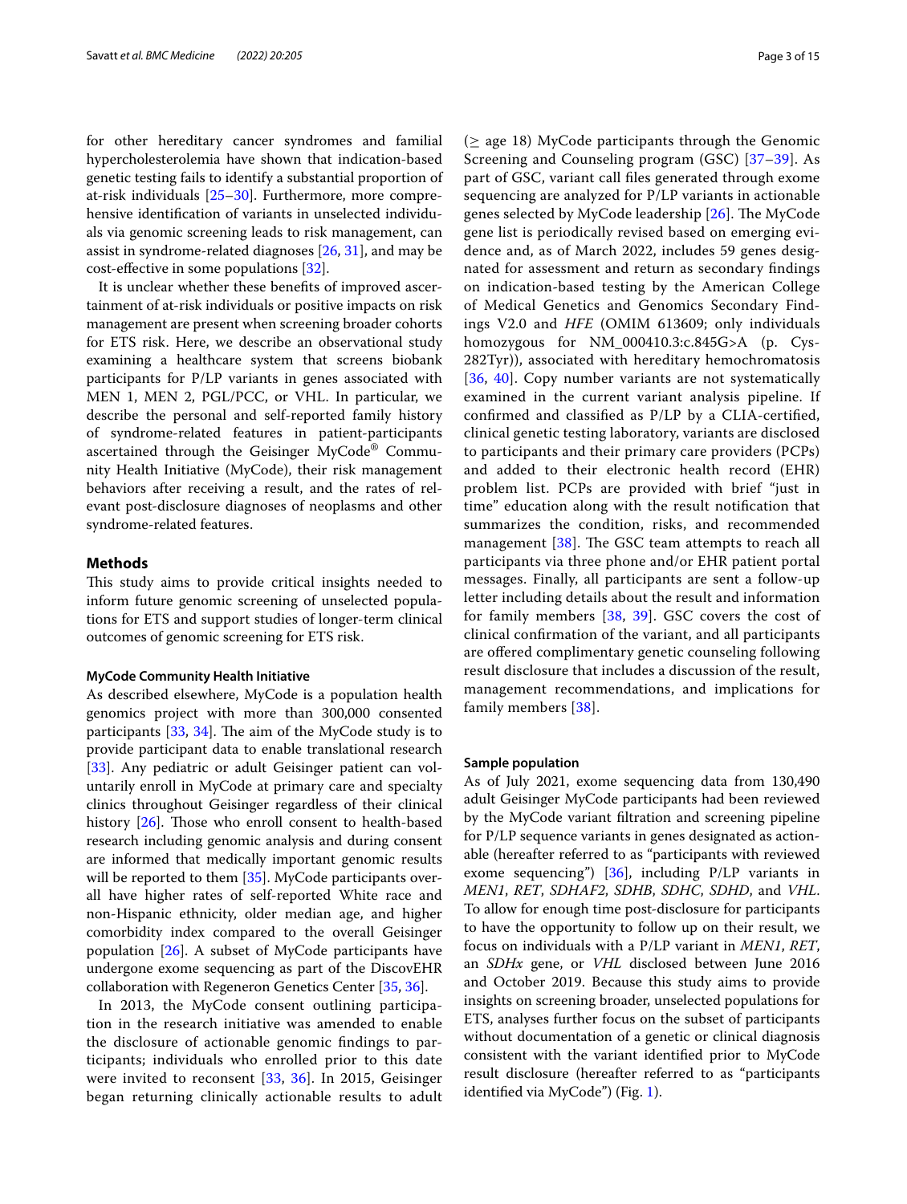for other hereditary cancer syndromes and familial hypercholesterolemia have shown that indication-based genetic testing fails to identify a substantial proportion of at-risk individuals [25–30]. Furthermore, more comprehensive identification of variants in unselected individuals via genomic screening leads to risk management, can assist in syndrome-related diagnoses [26, 31], and may be cost-effective in some populations [32].

It is unclear whether these benefits of improved ascertainment of at-risk individuals or positive impacts on risk management are present when screening broader cohorts for ETS risk. Here, we describe an observational study examining a healthcare system that screens biobank participants for P/LP variants in genes associated with MEN 1, MEN 2, PGL/PCC, or VHL. In particular, we describe the personal and self-reported family history of syndrome-related features in patient-participants ascertained through the Geisinger MyCode® Community Health Initiative (MyCode), their risk management behaviors after receiving a result, and the rates of relevant post-disclosure diagnoses of neoplasms and other syndrome-related features.

## Methods

This study aims to provide critical insights needed to inform future genomic screening of unselected populations for ETS and support studies of longer-term clinical outcomes of genomic screening for ETS risk.

### MyCode Community Health Initiative

As described elsewhere, MyCode is a population health genomics project with more than 300,000 consented participants [33, 34]. The aim of the MyCode study is to provide participant data to enable translational research [33]. Any pediatric or adult Geisinger patient can voluntarily enroll in MyCode at primary care and specialty clinics throughout Geisinger regardless of their clinical history [26]. Those who enroll consent to health-based research including genomic analysis and during consent are informed that medically important genomic results will be reported to them [35]. MyCode participants overall have higher rates of self-reported White race and non-Hispanic ethnicity, older median age, and higher comorbidity index compared to the overall Geisinger population [26]. A subset of MyCode participants have undergone exome sequencing as part of the DiscovEHR collaboration with Regeneron Genetics Center [35, 36].

In 2013, the MyCode consent outlining participation in the research initiative was amended to enable the disclosure of actionable genomic findings to participants; individuals who enrolled prior to this date were invited to reconsent [33, 36]. In 2015, Geisinger began returning clinically actionable results to adult (≥ age 18) MyCode participants through the Genomic Screening and Counseling program (GSC) [37–39]. As part of GSC, variant call files generated through exome sequencing are analyzed for P/LP variants in actionable genes selected by MyCode leadership [26]. The MyCode gene list is periodically revised based on emerging evidence and, as of March 2022, includes 59 genes designated for assessment and return as secondary findings on indication-based testing by the American College of Medical Genetics and Genomics Secondary Findings V2.0 and *HFE* (OMIM 613609; only individuals homozygous for NM_000410.3:c.845G>A (p. Cys-282Tyr)), associated with hereditary hemochromatosis [36, 40]. Copy number variants are not systematically examined in the current variant analysis pipeline. If confirmed and classified as P/LP by a CLIA-certified, clinical genetic testing laboratory, variants are disclosed to participants and their primary care providers (PCPs) and added to their electronic health record (EHR) problem list. PCPs are provided with brief "just in time" education along with the result notification that summarizes the condition, risks, and recommended management [38]. The GSC team attempts to reach all participants via three phone and/or EHR patient portal messages. Finally, all participants are sent a follow-up letter including details about the result and information for family members [38, 39]. GSC covers the cost of clinical confirmation of the variant, and all participants are offered complimentary genetic counseling following result disclosure that includes a discussion of the result, management recommendations, and implications for family members [38].

### Sample population

As of July 2021, exome sequencing data from 130,490 adult Geisinger MyCode participants had been reviewed by the MyCode variant filtration and screening pipeline for P/LP sequence variants in genes designated as actionable (hereafter referred to as "participants with reviewed exome sequencing") [36], including P/LP variants in *MEN1*, *RET*, *SDHAF2*, *SDHB*, *SDHC*, *SDHD*, and *VHL*. To allow for enough time post-disclosure for participants to have the opportunity to follow up on their result, we focus on individuals with a P/LP variant in *MEN1*, *RET*, an *SDHx* gene, or *VHL* disclosed between June 2016 and October 2019. Because this study aims to provide insights on screening broader, unselected populations for ETS, analyses further focus on the subset of participants without documentation of a genetic or clinical diagnosis consistent with the variant identified prior to MyCode result disclosure (hereafter referred to as "participants identified via MyCode") (Fig. 1).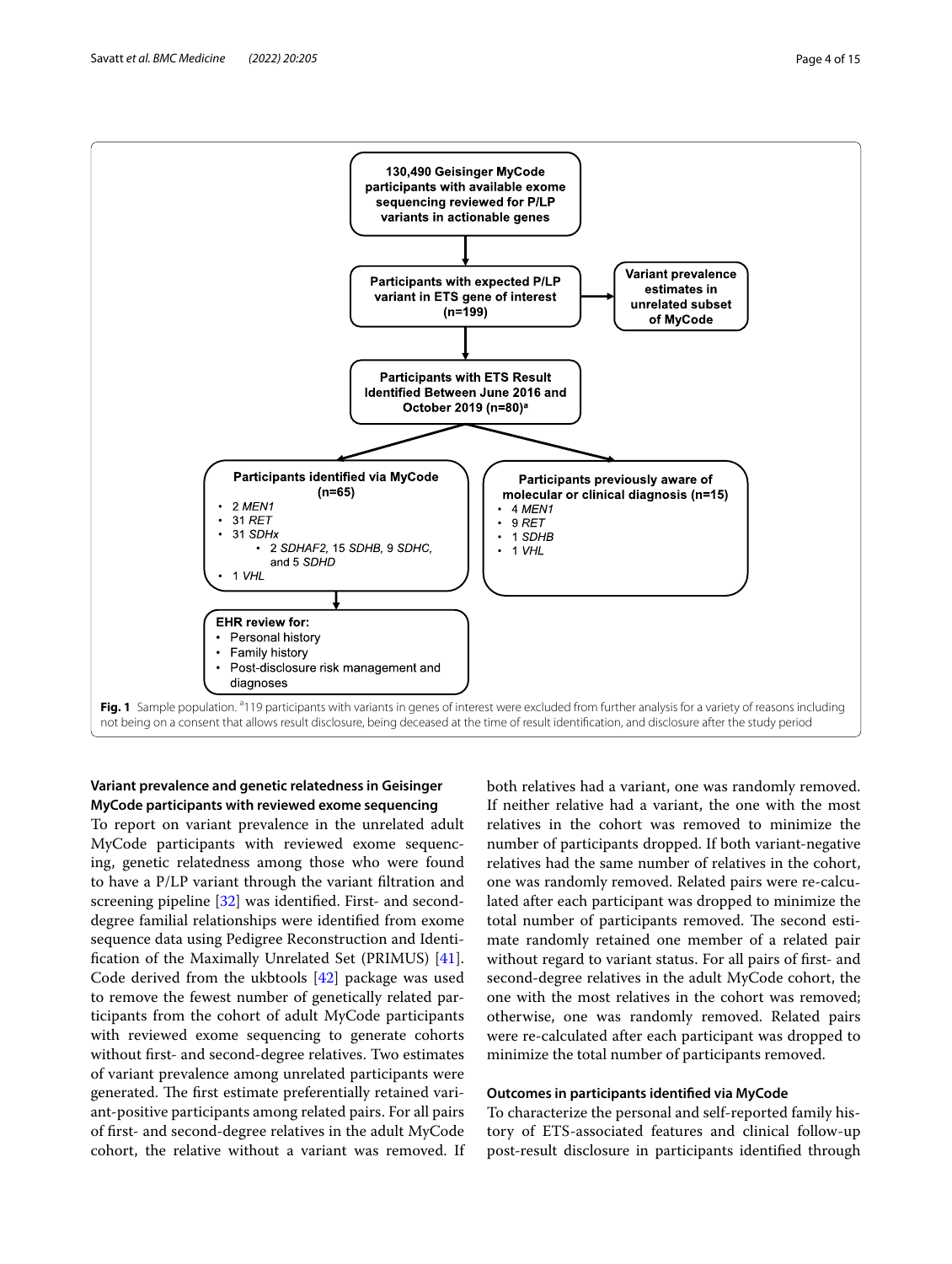130,490 Geisinger MyCode participants with available exome sequencing reviewed for P/LP variants in actionable genes

Participants with expected P/LP variant in ETS gene of interest (n=199)

Variant prevalence estimates in unrelated subset of MyCode

Participants with ETS Result Identified Between June 2016 and October 2019 (n=80)[a]

Participants identified via MyCode (n=65)
- 2 *MEN1*
- 31 *RET*
- 31 *SDHx*
  - 2 *SDHAF2*, 15 *SDHB*, 9 *SDHC*, and 5 *SDHD*
- 1 *VHL*

Participants previously aware of molecular or clinical diagnosis (n=15)
- 4 *MEN1*
- 9 *RET*
- 1 *SDHB*
- 1 *VHL*

EHR review for:
- Personal history
- Family history
- Post-disclosure risk management and diagnoses

**Fig. 1** Sample population. [a]119 participants with variants in genes of interest were excluded from further analysis for a variety of reasons including not being on a consent that allows result disclosure, being deceased at the time of result identification, and disclosure after the study period

### Variant prevalence and genetic relatedness in Geisinger MyCode participants with reviewed exome sequencing

To report on variant prevalence in the unrelated adult MyCode participants with reviewed exome sequencing, genetic relatedness among those who were found to have a P/LP variant through the variant filtration and screening pipeline [32] was identified. First- and second-degree familial relationships were identified from exome sequence data using Pedigree Reconstruction and Identification of the Maximally Unrelated Set (PRIMUS) [41]. Code derived from the ukbtools [42] package was used to remove the fewest number of genetically related participants from the cohort of adult MyCode participants with reviewed exome sequencing to generate cohorts without first- and second-degree relatives. Two estimates of variant prevalence among unrelated participants were generated. The first estimate preferentially retained variant-positive participants among related pairs. For all pairs of first- and second-degree relatives in the adult MyCode cohort, the relative without a variant was removed. If both relatives had a variant, one was randomly removed. If neither relative had a variant, the one with the most relatives in the cohort was removed to minimize the number of participants dropped. If both variant-negative relatives had the same number of relatives in the cohort, one was randomly removed. Related pairs were re-calculated after each participant was dropped to minimize the total number of participants removed. The second estimate randomly retained one member of a related pair without regard to variant status. For all pairs of first- and second-degree relatives in the adult MyCode cohort, the one with the most relatives in the cohort was removed; otherwise, one was randomly removed. Related pairs were re-calculated after each participant was dropped to minimize the total number of participants removed.

### Outcomes in participants identified via MyCode

To characterize the personal and self-reported family history of ETS-associated features and clinical follow-up post-result disclosure in participants identified through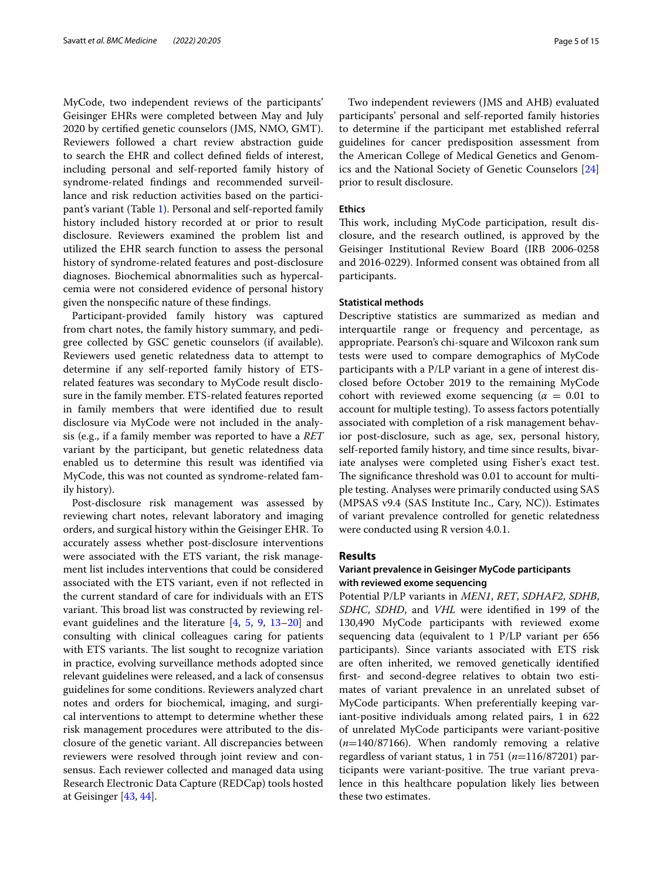MyCode, two independent reviews of the participants' Geisinger EHRs were completed between May and July 2020 by certified genetic counselors (JMS, NMO, GMT). Reviewers followed a chart review abstraction guide to search the EHR and collect defined fields of interest, including personal and self-reported family history of syndrome-related findings and recommended surveillance and risk reduction activities based on the participant's variant (Table 1). Personal and self-reported family history included history recorded at or prior to result disclosure. Reviewers examined the problem list and utilized the EHR search function to assess the personal history of syndrome-related features and post-disclosure diagnoses. Biochemical abnormalities such as hypercalcemia were not considered evidence of personal history given the nonspecific nature of these findings.

Participant-provided family history was captured from chart notes, the family history summary, and pedigree collected by GSC genetic counselors (if available). Reviewers used genetic relatedness data to attempt to determine if any self-reported family history of ETS-related features was secondary to MyCode result disclosure in the family member. ETS-related features reported in family members that were identified due to result disclosure via MyCode were not included in the analysis (e.g., if a family member was reported to have a *RET* variant by the participant, but genetic relatedness data enabled us to determine this result was identified via MyCode, this was not counted as syndrome-related family history).

Post-disclosure risk management was assessed by reviewing chart notes, relevant laboratory and imaging orders, and surgical history within the Geisinger EHR. To accurately assess whether post-disclosure interventions were associated with the ETS variant, the risk management list includes interventions that could be considered associated with the ETS variant, even if not reflected in the current standard of care for individuals with an ETS variant. This broad list was constructed by reviewing relevant guidelines and the literature [4, 5, 9, 13–20] and consulting with clinical colleagues caring for patients with ETS variants. The list sought to recognize variation in practice, evolving surveillance methods adopted since relevant guidelines were released, and a lack of consensus guidelines for some conditions. Reviewers analyzed chart notes and orders for biochemical, imaging, and surgical interventions to attempt to determine whether these risk management procedures were attributed to the disclosure of the genetic variant. All discrepancies between reviewers were resolved through joint review and consensus. Each reviewer collected and managed data using Research Electronic Data Capture (REDCap) tools hosted at Geisinger [43, 44].

Two independent reviewers (JMS and AHB) evaluated participants' personal and self-reported family histories to determine if the participant met established referral guidelines for cancer predisposition assessment from the American College of Medical Genetics and Genomics and the National Society of Genetic Counselors [24] prior to result disclosure.

### Ethics

This work, including MyCode participation, result disclosure, and the research outlined, is approved by the Geisinger Institutional Review Board (IRB 2006-0258 and 2016-0229). Informed consent was obtained from all participants.

### Statistical methods

Descriptive statistics are summarized as median and interquartile range or frequency and percentage, as appropriate. Pearson's chi-square and Wilcoxon rank sum tests were used to compare demographics of MyCode participants with a P/LP variant in a gene of interest disclosed before October 2019 to the remaining MyCode cohort with reviewed exome sequencing ($\alpha$ = 0.01 to account for multiple testing). To assess factors potentially associated with completion of a risk management behavior post-disclosure, such as age, sex, personal history, self-reported family history, and time since results, bivariate analyses were completed using Fisher's exact test. The significance threshold was 0.01 to account for multiple testing. Analyses were primarily conducted using SAS (MPSAS v9.4 (SAS Institute Inc., Cary, NC)). Estimates of variant prevalence controlled for genetic relatedness were conducted using R version 4.0.1.

## Results

### Variant prevalence in Geisinger MyCode participants with reviewed exome sequencing

Potential P/LP variants in *MEN1*, *RET*, *SDHAF2*, *SDHB*, *SDHC*, *SDHD*, and *VHL* were identified in 199 of the 130,490 MyCode participants with reviewed exome sequencing data (equivalent to 1 P/LP variant per 656 participants). Since variants associated with ETS risk are often inherited, we removed genetically identified first- and second-degree relatives to obtain two estimates of variant prevalence in an unrelated subset of MyCode participants. When preferentially keeping variant-positive individuals among related pairs, 1 in 622 of unrelated MyCode participants were variant-positive ($n$=140/87166). When randomly removing a relative regardless of variant status, 1 in 751 ($n$=116/87201) participants were variant-positive. The true variant prevalence in this healthcare population likely lies between these two estimates.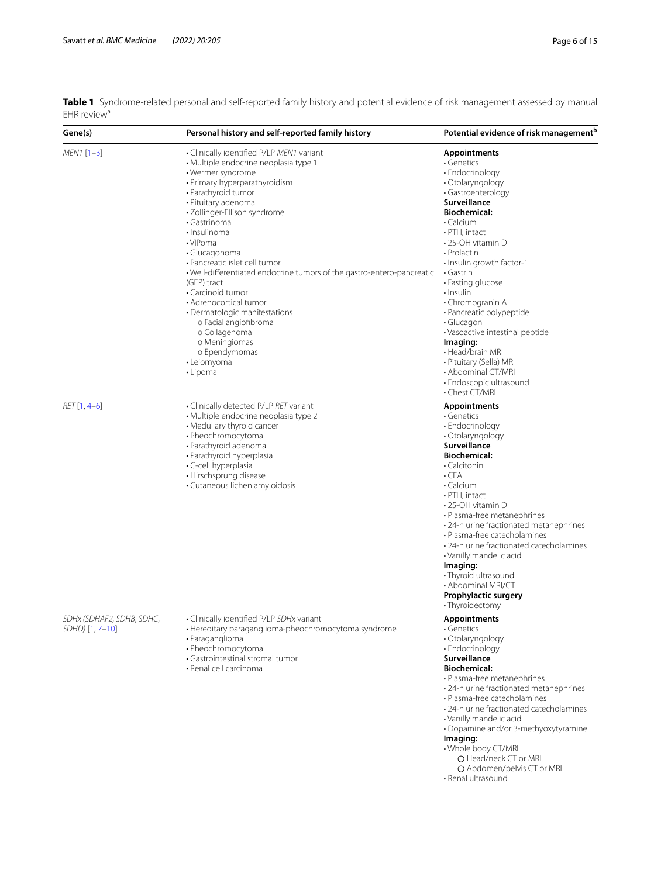**Table 1** Syndrome-related personal and self-reported family history and potential evidence of risk management assessed by manual EHR review[a]

| Gene(s) | Personal history and self-reported family history | Potential evidence of risk management[b] |
|---|---|---|
| *MEN1* [1–3] | • Clinically identified P/LP *MEN1* variant<br>• Multiple endocrine neoplasia type 1<br>• Wermer syndrome<br>• Primary hyperparathyroidism<br>• Parathyroid tumor<br>• Pituitary adenoma<br>• Zollinger-Ellison syndrome<br>• Gastrinoma<br>• Insulinoma<br>• VIPoma<br>• Glucagonoma<br>• Pancreatic islet cell tumor<br>• Well-differentiated endocrine tumors of the gastro-entero-pancreatic (GEP) tract<br>• Carcinoid tumor<br>• Adrenocortical tumor<br>• Dermatologic manifestations<br>o Facial angiofibroma<br>o Collagenoma<br>o Meningiomas<br>o Ependymomas<br>• Leiomyoma<br>• Lipoma | **Appointments**<br>• Genetics<br>• Endocrinology<br>• Otolaryngology<br>• Gastroenterology<br>**Surveillance**<br>**Biochemical:**<br>• Calcium<br>• PTH, intact<br>• 25-OH vitamin D<br>• Prolactin<br>• Insulin growth factor-1<br>• Gastrin<br>• Fasting glucose<br>• Insulin<br>• Chromogranin A<br>• Pancreatic polypeptide<br>• Glucagon<br>• Vasoactive intestinal peptide<br>**Imaging:**<br>• Head/brain MRI<br>• Pituitary (Sella) MRI<br>• Abdominal CT/MRI<br>• Endoscopic ultrasound<br>• Chest CT/MRI |
| *RET* [1, 4–6] | • Clinically detected P/LP *RET* variant<br>• Multiple endocrine neoplasia type 2<br>• Medullary thyroid cancer<br>• Pheochromocytoma<br>• Parathyroid adenoma<br>• Parathyroid hyperplasia<br>• C-cell hyperplasia<br>• Hirschsprung disease<br>• Cutaneous lichen amyloidosis | **Appointments**<br>• Genetics<br>• Endocrinology<br>• Otolaryngology<br>**Surveillance**<br>**Biochemical:**<br>• Calcitonin<br>• CEA<br>• Calcium<br>• PTH, intact<br>• 25-OH vitamin D<br>• Plasma-free metanephrines<br>• 24-h urine fractionated metanephrines<br>• Plasma-free catecholamines<br>• 24-h urine fractionated catecholamines<br>• Vanillylmandelic acid<br>**Imaging:**<br>• Thyroid ultrasound<br>• Abdominal MRI/CT<br>**Prophylactic surgery**<br>• Thyroidectomy |
| *SDHx (SDHAF2, SDHB, SDHC, SDHD)* [1, 7–10] | • Clinically identified P/LP *SDHx* variant<br>• Hereditary paraganglioma-pheochromocytoma syndrome<br>• Paraganglioma<br>• Pheochromocytoma<br>• Gastrointestinal stromal tumor<br>• Renal cell carcinoma | **Appointments**<br>• Genetics<br>• Otolaryngology<br>• Endocrinology<br>**Surveillance**<br>**Biochemical:**<br>• Plasma-free metanephrines<br>• 24-h urine fractionated metanephrines<br>• Plasma-free catecholamines<br>• 24-h urine fractionated catecholamines<br>• Vanillylmandelic acid<br>• Dopamine and/or 3-methyoxytyramine<br>**Imaging:**<br>• Whole body CT/MRI<br>○ Head/neck CT or MRI<br>○ Abdomen/pelvis CT or MRI<br>• Renal ultrasound |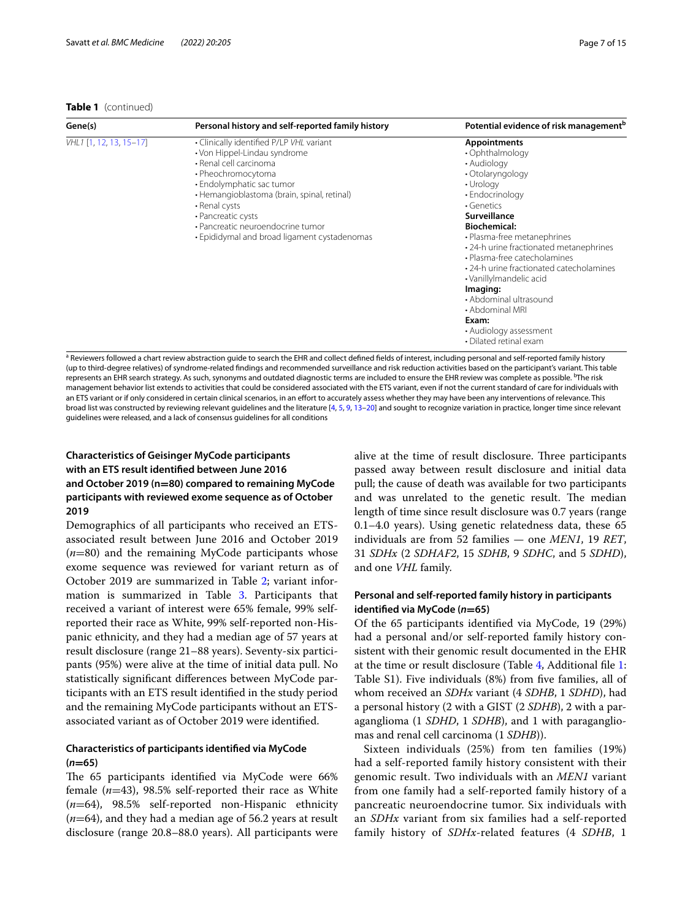**Table 1** (continued)

| Gene(s) | Personal history and self-reported family history | Potential evidence of risk management[b] |
|---|---|---|
| *VHL1* [1, 12, 13, 15–17] | • Clinically identified P/LP *VHL* variant<br>• Von Hippel-Lindau syndrome<br>• Renal cell carcinoma<br>• Pheochromocytoma<br>• Endolymphatic sac tumor<br>• Hemangioblastoma (brain, spinal, retinal)<br>• Renal cysts<br>• Pancreatic cysts<br>• Pancreatic neuroendocrine tumor<br>• Epididymal and broad ligament cystadenomas | **Appointments**<br>• Ophthalmology<br>• Audiology<br>• Otolaryngology<br>• Urology<br>• Endocrinology<br>• Genetics<br>**Surveillance**<br>**Biochemical:**<br>• Plasma-free metanephrines<br>• 24-h urine fractionated metanephrines<br>• Plasma-free catecholamines<br>• 24-h urine fractionated catecholamines<br>• Vanillylmandelic acid<br>**Imaging:**<br>• Abdominal ultrasound<br>• Abdominal MRI<br>**Exam:**<br>• Audiology assessment<br>• Dilated retinal exam |

[a] Reviewers followed a chart review abstraction guide to search the EHR and collect defined fields of interest, including personal and self-reported family history (up to third-degree relatives) of syndrome-related findings and recommended surveillance and risk reduction activities based on the participant's variant. This table represents an EHR search strategy. As such, synonyms and outdated diagnostic terms are included to ensure the EHR review was complete as possible. [b]The risk management behavior list extends to activities that could be considered associated with the ETS variant, even if not the current standard of care for individuals with an ETS variant or if only considered in certain clinical scenarios, in an effort to accurately assess whether they may have been any interventions of relevance. This broad list was constructed by reviewing relevant guidelines and the literature [4, 5, 9, 13–20] and sought to recognize variation in practice, longer time since relevant guidelines were released, and a lack of consensus guidelines for all conditions

### Characteristics of Geisinger MyCode participants with an ETS result identified between June 2016 and October 2019 (n=80) compared to remaining MyCode participants with reviewed exome sequence as of October 2019

Demographics of all participants who received an ETS-associated result between June 2016 and October 2019 (*n*=80) and the remaining MyCode participants whose exome sequence was reviewed for variant return as of October 2019 are summarized in Table 2; variant information is summarized in Table 3. Participants that received a variant of interest were 65% female, 99% self-reported their race as White, 99% self-reported non-Hispanic ethnicity, and they had a median age of 57 years at result disclosure (range 21–88 years). Seventy-six participants (95%) were alive at the time of initial data pull. No statistically significant differences between MyCode participants with an ETS result identified in the study period and the remaining MyCode participants without an ETS-associated variant as of October 2019 were identified.

### Characteristics of participants identified via MyCode (n=65)

The 65 participants identified via MyCode were 66% female (*n*=43), 98.5% self-reported their race as White (*n*=64), 98.5% self-reported non-Hispanic ethnicity (*n*=64), and they had a median age of 56.2 years at result disclosure (range 20.8–88.0 years). All participants were alive at the time of result disclosure. Three participants passed away between result disclosure and initial data pull; the cause of death was available for two participants and was unrelated to the genetic result. The median length of time since result disclosure was 0.7 years (range 0.1–4.0 years). Using genetic relatedness data, these 65 individuals are from 52 families — one *MEN1*, 19 *RET*, 31 *SDHx* (2 *SDHAF2*, 15 *SDHB*, 9 *SDHC*, and 5 *SDHD*), and one *VHL* family.

### Personal and self-reported family history in participants identified via MyCode (n=65)

Of the 65 participants identified via MyCode, 19 (29%) had a personal and/or self-reported family history consistent with their genomic result documented in the EHR at the time or result disclosure (Table 4, Additional file 1: Table S1). Five individuals (8%) from five families, all of whom received an *SDHx* variant (4 *SDHB*, 1 *SDHD*), had a personal history (2 with a GIST (2 *SDHB*), 2 with a paraganglioma (1 *SDHD*, 1 *SDHB*), and 1 with paragangliomas and renal cell carcinoma (1 *SDHB*)).

Sixteen individuals (25%) from ten families (19%) had a self-reported family history consistent with their genomic result. Two individuals with an *MEN1* variant from one family had a self-reported family history of a pancreatic neuroendocrine tumor. Six individuals with an *SDHx* variant from six families had a self-reported family history of *SDHx*-related features (4 *SDHB*, 1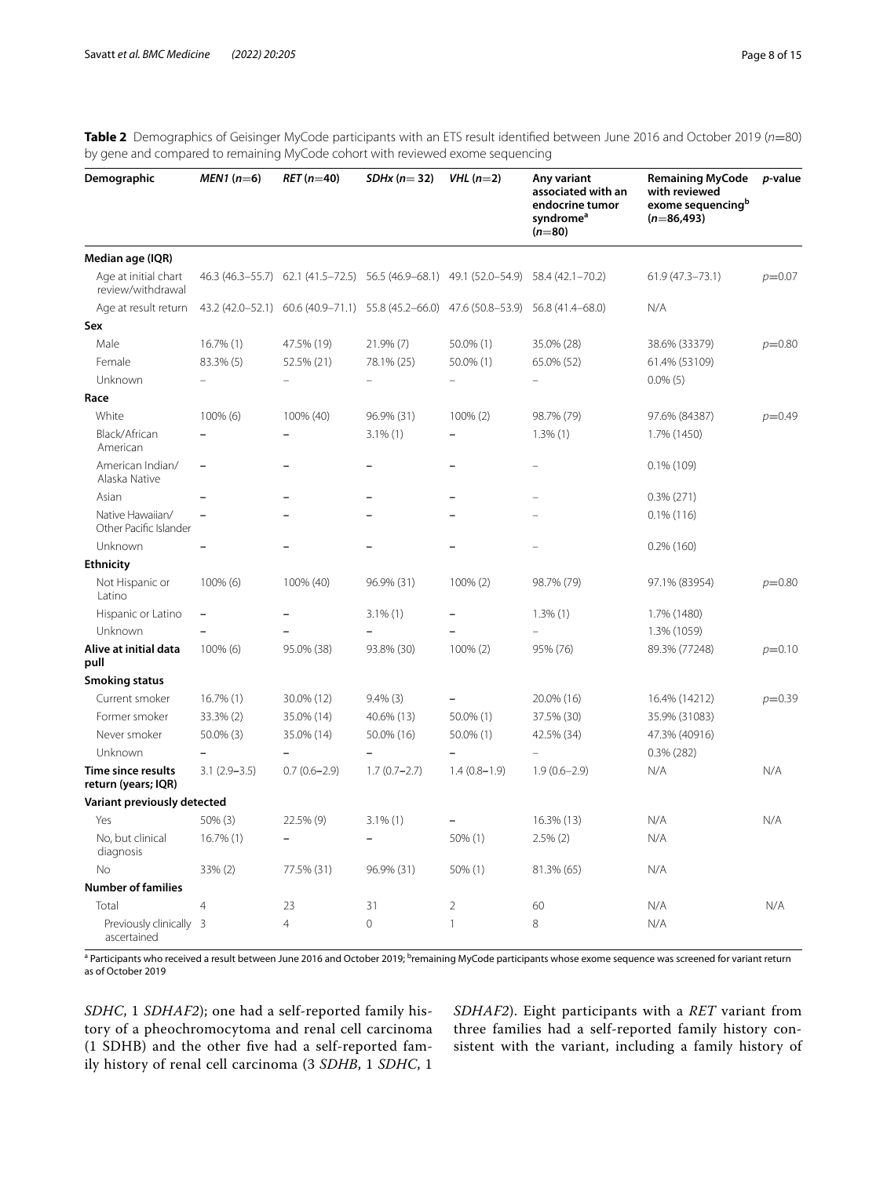**Table 2** Demographics of Geisinger MyCode participants with an ETS result identified between June 2016 and October 2019 (*n*=80) by gene and compared to remaining MyCode cohort with reviewed exome sequencing

| Demographic | *MEN1* (*n*=6) | *RET* (*n*=40) | *SDHx* (*n*= 32) | *VHL* (*n*=2) | Any variant associated with an endocrine tumor syndrome[a] (*n*=80) | Remaining MyCode with reviewed exome sequencing[b] (*n*=86,493) | *p*-value |
|---|---|---|---|---|---|---|---|
| **Median age (IQR)** | | | | | | | |
| Age at initial chart review/withdrawal | 46.3 (46.3–55.7) | 62.1 (41.5–72.5) | 56.5 (46.9–68.1) | 49.1 (52.0–54.9) | 58.4 (42.1–70.2) | 61.9 (47.3–73.1) | *p*=0.07 |
| Age at result return | 43.2 (42.0–52.1) | 60.6 (40.9–71.1) | 55.8 (45.2–66.0) | 47.6 (50.8–53.9) | 56.8 (41.4–68.0) | N/A | |
| **Sex** | | | | | | | |
| Male | 16.7% (1) | 47.5% (19) | 21.9% (7) | 50.0% (1) | 35.0% (28) | 38.6% (33379) | *p*=0.80 |
| Female | 83.3% (5) | 52.5% (21) | 78.1% (25) | 50.0% (1) | 65.0% (52) | 61.4% (53109) | |
| Unknown | – | – | – | – | – | 0.0% (5) | |
| **Race** | | | | | | | |
| White | 100% (6) | 100% (40) | 96.9% (31) | 100% (2) | 98.7% (79) | 97.6% (84387) | *p*=0.49 |
| Black/African American | – | – | 3.1% (1) | – | 1.3% (1) | 1.7% (1450) | |
| American Indian/ Alaska Native | – | – | – | – | – | 0.1% (109) | |
| Asian | – | – | – | – | – | 0.3% (271) | |
| Native Hawaiian/ Other Pacific Islander | – | – | – | – | – | 0.1% (116) | |
| Unknown | – | – | – | – | – | 0.2% (160) | |
| **Ethnicity** | | | | | | | |
| Not Hispanic or Latino | 100% (6) | 100% (40) | 96.9% (31) | 100% (2) | 98.7% (79) | 97.1% (83954) | *p*=0.80 |
| Hispanic or Latino | – | – | 3.1% (1) | – | 1.3% (1) | 1.7% (1480) | |
| Unknown | – | – | – | – | – | 1.3% (1059) | |
| **Alive at initial data pull** | 100% (6) | 95.0% (38) | 93.8% (30) | 100% (2) | 95% (76) | 89.3% (77248) | *p*=0.10 |
| **Smoking status** | | | | | | | |
| Current smoker | 16.7% (1) | 30.0% (12) | 9.4% (3) | – | 20.0% (16) | 16.4% (14212) | *p*=0.39 |
| Former smoker | 33.3% (2) | 35.0% (14) | 40.6% (13) | 50.0% (1) | 37.5% (30) | 35.9% (31083) | |
| Never smoker | 50.0% (3) | 35.0% (14) | 50.0% (16) | 50.0% (1) | 42.5% (34) | 47.3% (40916) | |
| Unknown | – | – | – | – | – | 0.3% (282) | |
| **Time since results return (years; IQR)** | 3.1 (2.9–3.5) | 0.7 (0.6–2.9) | 1.7 (0.7–2.7) | 1.4 (0.8–1.9) | 1.9 (0.6–2.9) | N/A | N/A |
| **Variant previously detected** | | | | | | | |
| Yes | 50% (3) | 22.5% (9) | 3.1% (1) | – | 16.3% (13) | N/A | N/A |
| No, but clinical diagnosis | 16.7% (1) | – | – | 50% (1) | 2.5% (2) | N/A | |
| No | 33% (2) | 77.5% (31) | 96.9% (31) | 50% (1) | 81.3% (65) | N/A | |
| **Number of families** | | | | | | | |
| Total | 4 | 23 | 31 | 2 | 60 | N/A | N/A |
| Previously clinically ascertained | 3 | 4 | 0 | 1 | 8 | N/A | |

[a] Participants who received a result between June 2016 and October 2019; [b]remaining MyCode participants whose exome sequence was screened for variant return as of October 2019

*SDHC*, 1 *SDHAF2*); one had a self-reported family history of a pheochromocytoma and renal cell carcinoma (1 SDHB) and the other five had a self-reported family history of renal cell carcinoma (3 *SDHB*, 1 *SDHC*, 1 *SDHAF2*). Eight participants with a *RET* variant from three families had a self-reported family history consistent with the variant, including a family history of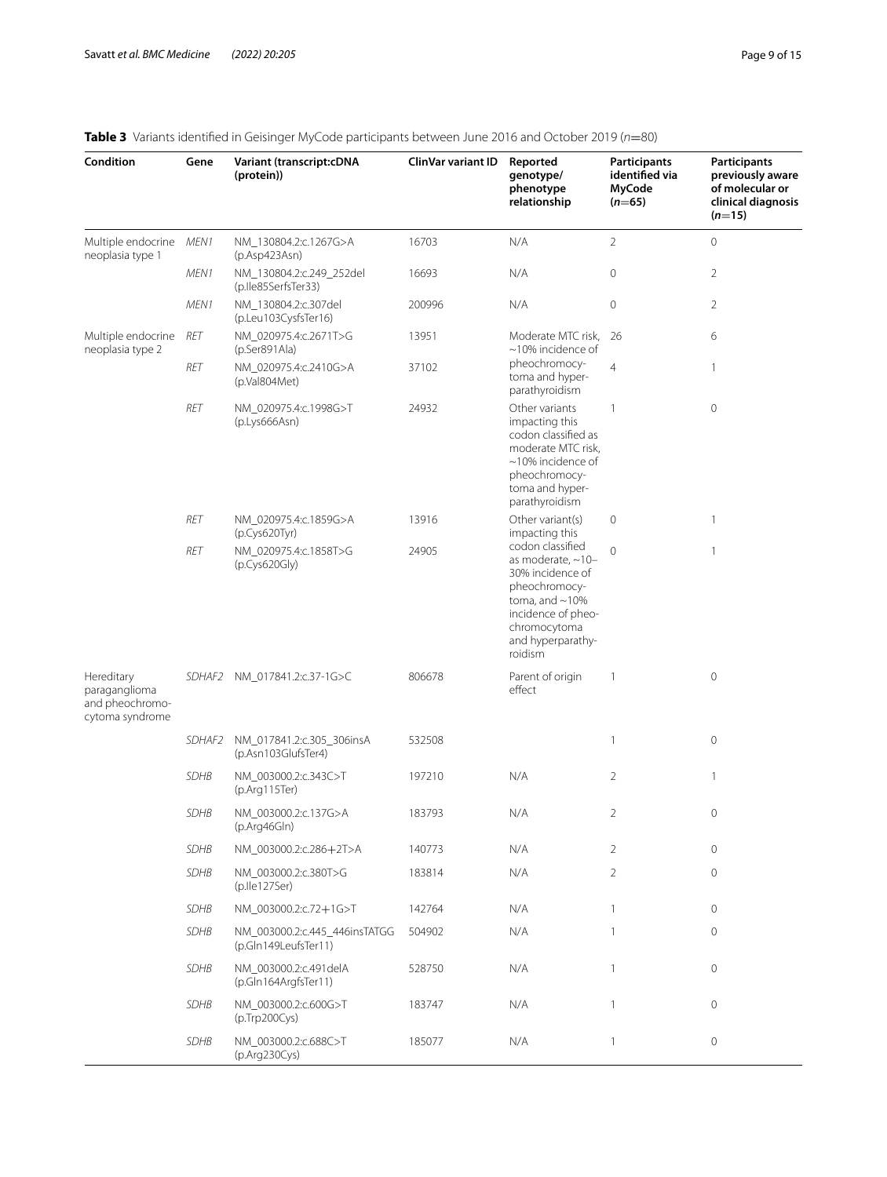**Table 3** Variants identified in Geisinger MyCode participants between June 2016 and October 2019 ($n$=80)

| Condition | Gene | Variant (transcript:cDNA (protein)) | ClinVar variant ID | Reported genotype/phenotype relationship | Participants identified via MyCode ($n$=65) | Participants previously aware of molecular or clinical diagnosis ($n$=15) |
|---|---|---|---|---|---|---|
| Multiple endocrine neoplasia type 1 | *MEN1* | NM_130804.2:c.1267G>A (p.Asp423Asn) | 16703 | N/A | 2 | 0 |
| | *MEN1* | NM_130804.2:c.249_252del (p.Ile85SerfsTer33) | 16693 | N/A | 0 | 2 |
| | *MEN1* | NM_130804.2:c.307del (p.Leu103CysfsTer16) | 200996 | N/A | 0 | 2 |
| Multiple endocrine neoplasia type 2 | *RET* | NM_020975.4:c.2671T>G (p.Ser891Ala) | 13951 | Moderate MTC risk, ~10% incidence of pheochromocytoma and hyperparathyroidism | 26 | 6 |
| | *RET* | NM_020975.4:c.2410G>A (p.Val804Met) | 37102 | | 4 | 1 |
| | *RET* | NM_020975.4:c.1998G>T (p.Lys666Asn) | 24932 | Other variants impacting this codon classified as moderate MTC risk, ~10% incidence of pheochromocytoma and hyperparathyroidism | 1 | 0 |
| | *RET* | NM_020975.4:c.1859G>A (p.Cys620Tyr) | 13916 | Other variant(s) impacting this codon classified as moderate, ~10–30% incidence of pheochromocytoma, and ~10% incidence of pheochromocytoma and hyperparathyroidism | 0 | 1 |
| | *RET* | NM_020975.4:c.1858T>G (p.Cys620Gly) | 24905 | | 0 | 1 |
| Hereditary paraganglioma and pheochromocytoma syndrome | *SDHAF2* | NM_017841.2:c.37-1G>C | 806678 | Parent of origin effect | 1 | 0 |
| | *SDHAF2* | NM_017841.2:c.305_306insA (p.Asn103GlufsTer4) | 532508 | | 1 | 0 |
| | *SDHB* | NM_003000.2:c.343C>T (p.Arg115Ter) | 197210 | N/A | 2 | 1 |
| | *SDHB* | NM_003000.2:c.137G>A (p.Arg46Gln) | 183793 | N/A | 2 | 0 |
| | *SDHB* | NM_003000.2:c.286+2T>A | 140773 | N/A | 2 | 0 |
| | *SDHB* | NM_003000.2:c.380T>G (p.Ile127Ser) | 183814 | N/A | 2 | 0 |
| | *SDHB* | NM_003000.2:c.72+1G>T | 142764 | N/A | 1 | 0 |
| | *SDHB* | NM_003000.2:c.445_446insTATGG (p.Gln149LeufsTer11) | 504902 | N/A | 1 | 0 |
| | *SDHB* | NM_003000.2:c.491delA (p.Gln164ArgfsTer11) | 528750 | N/A | 1 | 0 |
| | *SDHB* | NM_003000.2:c.600G>T (p.Trp200Cys) | 183747 | N/A | 1 | 0 |
| | *SDHB* | NM_003000.2:c.688C>T (p.Arg230Cys) | 185077 | N/A | 1 | 0 |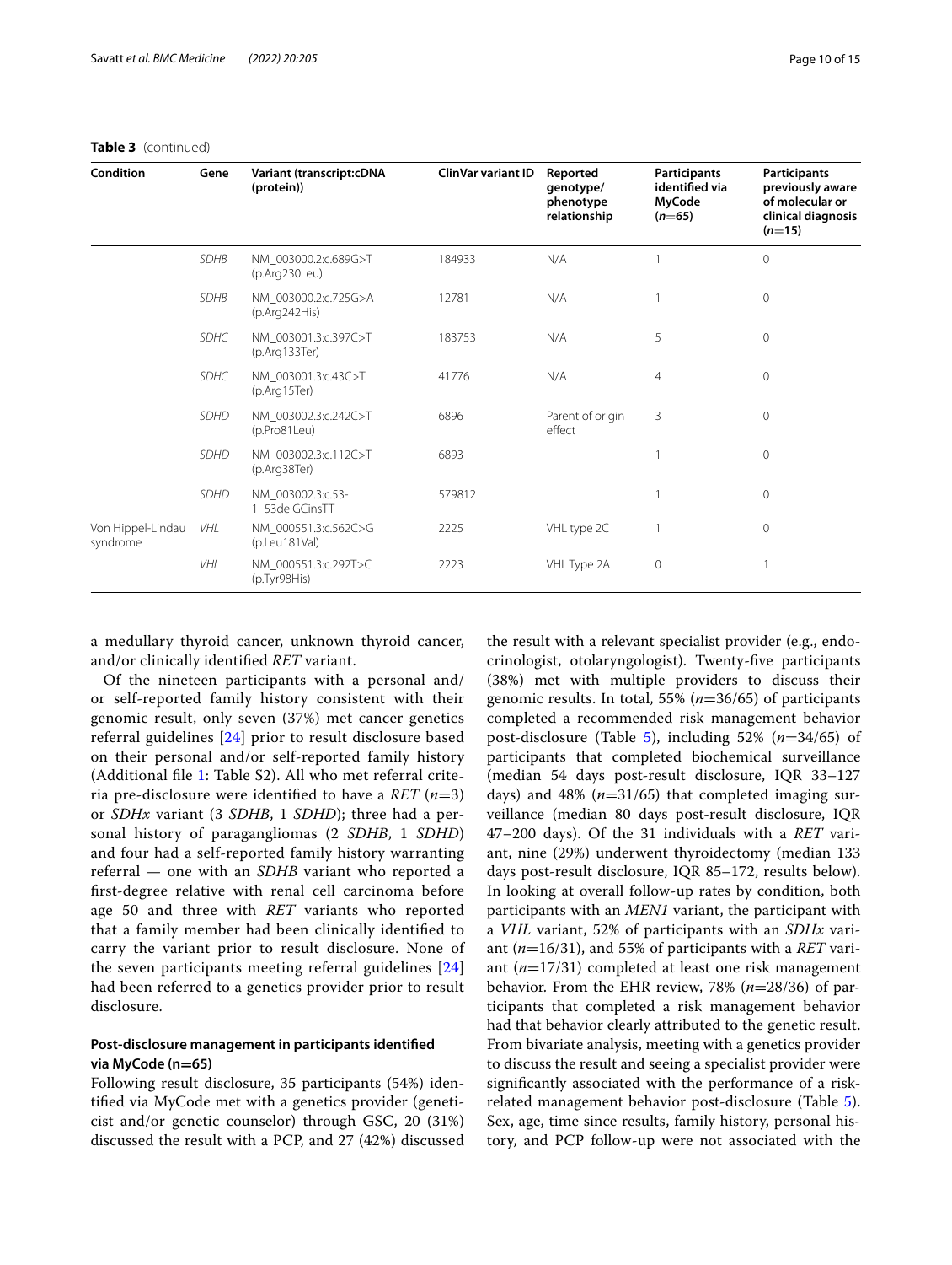**Table 3** (continued)

| Condition | Gene | Variant (transcript:cDNA (protein)) | ClinVar variant ID | Reported genotype/ phenotype relationship | Participants identified via MyCode (n=65) | Participants previously aware of molecular or clinical diagnosis (n=15) |
|---|---|---|---|---|---|---|
| | *SDHB* | NM_003000.2:c.689G>T (p.Arg230Leu) | 184933 | N/A | 1 | 0 |
| | *SDHB* | NM_003000.2:c.725G>A (p.Arg242His) | 12781 | N/A | 1 | 0 |
| | *SDHC* | NM_003001.3:c.397C>T (p.Arg133Ter) | 183753 | N/A | 5 | 0 |
| | *SDHC* | NM_003001.3:c.43C>T (p.Arg15Ter) | 41776 | N/A | 4 | 0 |
| | *SDHD* | NM_003002.3:c.242C>T (p.Pro81Leu) | 6896 | Parent of origin effect | 3 | 0 |
| | *SDHD* | NM_003002.3:c.112C>T (p.Arg38Ter) | 6893 | | 1 | 0 |
| | *SDHD* | NM_003002.3:c.53-1_53delGCinsTT | 579812 | | 1 | 0 |
| Von Hippel-Lindau syndrome | *VHL* | NM_000551.3:c.562C>G (p.Leu181Val) | 2225 | VHL type 2C | 1 | 0 |
| | *VHL* | NM_000551.3:c.292T>C (p.Tyr98His) | 2223 | VHL Type 2A | 0 | 1 |

a medullary thyroid cancer, unknown thyroid cancer, and/or clinically identified *RET* variant.

Of the nineteen participants with a personal and/or self-reported family history consistent with their genomic result, only seven (37%) met cancer genetics referral guidelines [24] prior to result disclosure based on their personal and/or self-reported family history (Additional file 1: Table S2). All who met referral criteria pre-disclosure were identified to have a *RET* (*n*=3) or *SDHx* variant (3 *SDHB*, 1 *SDHD*); three had a personal history of paragangliomas (2 *SDHB*, 1 *SDHD*) and four had a self-reported family history warranting referral — one with an *SDHB* variant who reported a first-degree relative with renal cell carcinoma before age 50 and three with *RET* variants who reported that a family member had been clinically identified to carry the variant prior to result disclosure. None of the seven participants meeting referral guidelines [24] had been referred to a genetics provider prior to result disclosure.

### Post-disclosure management in participants identified via MyCode (n=65)

Following result disclosure, 35 participants (54%) identified via MyCode met with a genetics provider (geneticist and/or genetic counselor) through GSC, 20 (31%) discussed the result with a PCP, and 27 (42%) discussed the result with a relevant specialist provider (e.g., endocrinologist, otolaryngologist). Twenty-five participants (38%) met with multiple providers to discuss their genomic results. In total, 55% (*n*=36/65) of participants completed a recommended risk management behavior post-disclosure (Table 5), including 52% (*n*=34/65) of participants that completed biochemical surveillance (median 54 days post-result disclosure, IQR 33–127 days) and 48% (*n*=31/65) that completed imaging surveillance (median 80 days post-result disclosure, IQR 47–200 days). Of the 31 individuals with a *RET* variant, nine (29%) underwent thyroidectomy (median 133 days post-result disclosure, IQR 85–172, results below). In looking at overall follow-up rates by condition, both participants with an *MEN1* variant, the participant with a *VHL* variant, 52% of participants with an *SDHx* variant (*n*=16/31), and 55% of participants with a *RET* variant (*n*=17/31) completed at least one risk management behavior. From the EHR review, 78% (*n*=28/36) of participants that completed a risk management behavior had that behavior clearly attributed to the genetic result. From bivariate analysis, meeting with a genetics provider to discuss the result and seeing a specialist provider were significantly associated with the performance of a risk-related management behavior post-disclosure (Table 5). Sex, age, time since results, family history, personal history, and PCP follow-up were not associated with the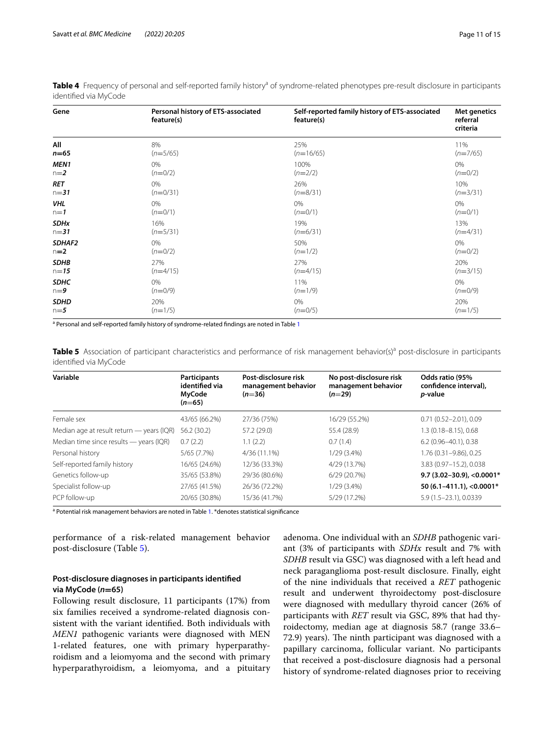**Table 4** Frequency of personal and self-reported family history[a] of syndrome-related phenotypes pre-result disclosure in participants identified via MyCode

| Gene | Personal history of ETS-associated feature(s) | Self-reported family history of ETS-associated feature(s) | Met genetics referral criteria |
|---|---|---|---|
| **All** *n*=**65** | 8% (*n*=5/65) | 25% (*n*=16/65) | 11% (*n*=7/65) |
| ***MEN1*** n=**2** | 0% (*n*=0/2) | 100% (*n*=2/2) | 0% (*n*=0/2) |
| ***RET*** n=***31*** | 0% (*n*=0/31) | 26% (*n*=8/31) | 10% (*n*=3/31) |
| ***VHL*** n=***1*** | 0% (*n*=0/1) | 0% (*n*=0/1) | 0% (*n*=0/1) |
| ***SDHx*** n=***31*** | 16% (*n*=5/31) | 19% (*n*=6/31) | 13% (*n*=4/31) |
| ***SDHAF2*** n=**2** | 0% (*n*=0/2) | 50% (*n*=1/2) | 0% (*n*=0/2) |
| ***SDHB*** n=***15*** | 27% (*n*=4/15) | 27% (*n*=4/15) | 20% (*n*=3/15) |
| ***SDHC*** n=***9*** | 0% (*n*=0/9) | 11% (*n*=1/9) | 0% (*n*=0/9) |
| ***SDHD*** n=***5*** | 20% (*n*=1/5) | 0% (*n*=0/5) | 20% (*n*=1/5) |

[a] Personal and self-reported family history of syndrome-related findings are noted in Table 1

**Table 5** Association of participant characteristics and performance of risk management behavior(s)[a] post-disclosure in participants identified via MyCode

| Variable | Participants identified via MyCode (*n*=65) | Post-disclosure risk management behavior (*n*=36) | No post-disclosure risk management behavior (*n*=29) | Odds ratio (95% confidence interval), *p*-value |
|---|---|---|---|---|
| Female sex | 43/65 (66.2%) | 27/36 (75%) | 16/29 (55.2%) | 0.71 (0.52–2.01), 0.09 |
| Median age at result return — years (IQR) | 56.2 (30.2) | 57.2 (29.0) | 55.4 (28.9) | 1.3 (0.18–8.15), 0.68 |
| Median time since results — years (IQR) | 0.7 (2.2) | 1.1 (2.2) | 0.7 (1.4) | 6.2 (0.96–40.1), 0.38 |
| Personal history | 5/65 (7.7%) | 4/36 (11.1%) | 1/29 (3.4%) | 1.76 (0.31–9.86), 0.25 |
| Self-reported family history | 16/65 (24.6%) | 12/36 (33.3%) | 4/29 (13.7%) | 3.83 (0.97–15.2), 0.038 |
| Genetics follow-up | 35/65 (53.8%) | 29/36 (80.6%) | 6/29 (20.7%) | **9.7 (3.02–30.9), <0.0001*** |
| Specialist follow-up | 27/65 (41.5%) | 26/36 (72.2%) | 1/29 (3.4%) | **50 (6.1–411.1), <0.0001*** |
| PCP follow-up | 20/65 (30.8%) | 15/36 (41.7%) | 5/29 (17.2%) | 5.9 (1.5–23.1), 0.0339 |

[a] Potential risk management behaviors are noted in Table 1. *denotes statistical significance

performance of a risk-related management behavior post-disclosure (Table 5).

### Post-disclosure diagnoses in participants identified via MyCode (*n*=65)

Following result disclosure, 11 participants (17%) from six families received a syndrome-related diagnosis consistent with the variant identified. Both individuals with *MEN1* pathogenic variants were diagnosed with MEN 1-related features, one with primary hyperparathyroidism and a leiomyoma and the second with primary hyperparathyroidism, a leiomyoma, and a pituitary adenoma. One individual with an *SDHB* pathogenic variant (3% of participants with *SDHx* result and 7% with *SDHB* result via GSC) was diagnosed with a left head and neck paraganglioma post-result disclosure. Finally, eight of the nine individuals that received a *RET* pathogenic result and underwent thyroidectomy post-disclosure were diagnosed with medullary thyroid cancer (26% of participants with *RET* result via GSC, 89% that had thyroidectomy, median age at diagnosis 58.7 (range 33.6–72.9) years). The ninth participant was diagnosed with a papillary carcinoma, follicular variant. No participants that received a post-disclosure diagnosis had a personal history of syndrome-related diagnoses prior to receiving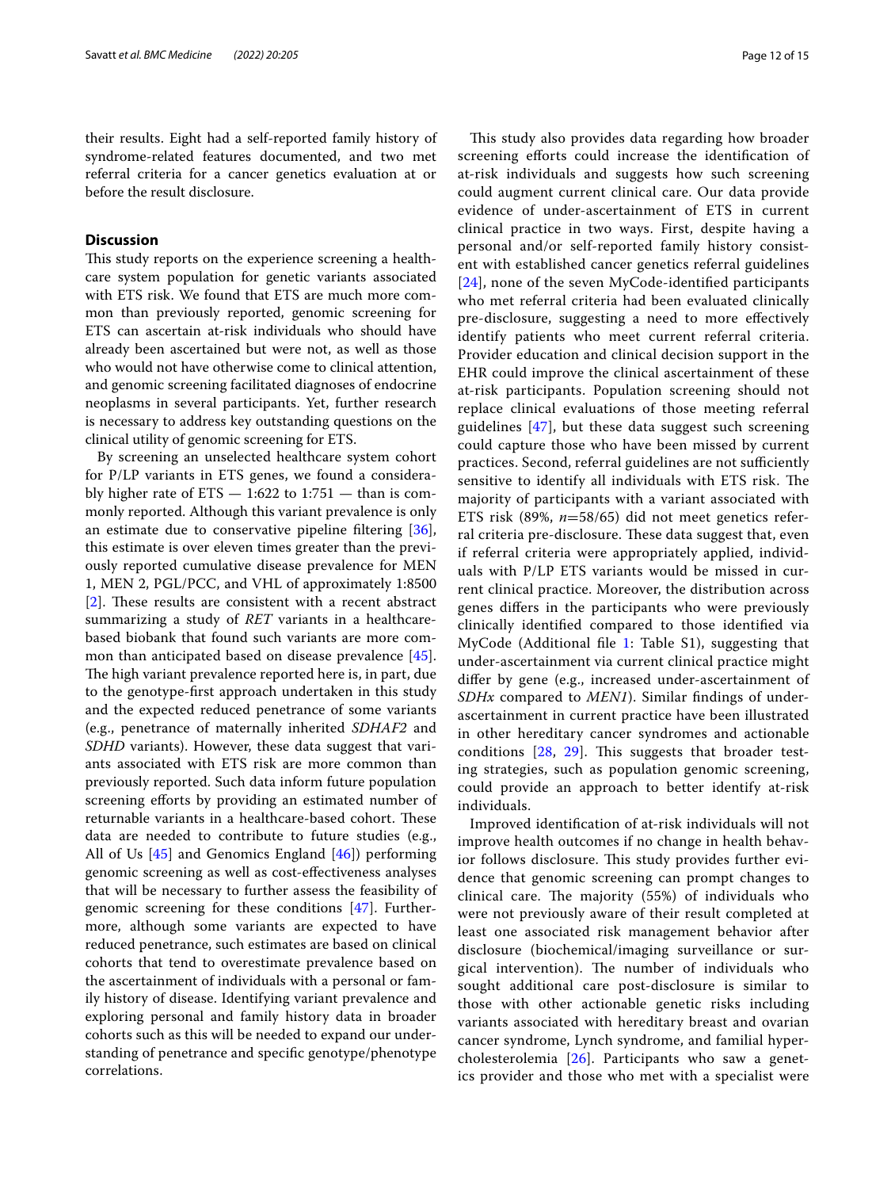their results. Eight had a self-reported family history of syndrome-related features documented, and two met referral criteria for a cancer genetics evaluation at or before the result disclosure.

## Discussion

This study reports on the experience screening a healthcare system population for genetic variants associated with ETS risk. We found that ETS are much more common than previously reported, genomic screening for ETS can ascertain at-risk individuals who should have already been ascertained but were not, as well as those who would not have otherwise come to clinical attention, and genomic screening facilitated diagnoses of endocrine neoplasms in several participants. Yet, further research is necessary to address key outstanding questions on the clinical utility of genomic screening for ETS.

By screening an unselected healthcare system cohort for P/LP variants in ETS genes, we found a considerably higher rate of ETS — 1:622 to 1:751 — than is commonly reported. Although this variant prevalence is only an estimate due to conservative pipeline filtering [36], this estimate is over eleven times greater than the previously reported cumulative disease prevalence for MEN 1, MEN 2, PGL/PCC, and VHL of approximately 1:8500 [2]. These results are consistent with a recent abstract summarizing a study of *RET* variants in a healthcare-based biobank that found such variants are more common than anticipated based on disease prevalence [45]. The high variant prevalence reported here is, in part, due to the genotype-first approach undertaken in this study and the expected reduced penetrance of some variants (e.g., penetrance of maternally inherited *SDHAF2* and *SDHD* variants). However, these data suggest that variants associated with ETS risk are more common than previously reported. Such data inform future population screening efforts by providing an estimated number of returnable variants in a healthcare-based cohort. These data are needed to contribute to future studies (e.g., All of Us [45] and Genomics England [46]) performing genomic screening as well as cost-effectiveness analyses that will be necessary to further assess the feasibility of genomic screening for these conditions [47]. Furthermore, although some variants are expected to have reduced penetrance, such estimates are based on clinical cohorts that tend to overestimate prevalence based on the ascertainment of individuals with a personal or family history of disease. Identifying variant prevalence and exploring personal and family history data in broader cohorts such as this will be needed to expand our understanding of penetrance and specific genotype/phenotype correlations.

This study also provides data regarding how broader screening efforts could increase the identification of at-risk individuals and suggests how such screening could augment current clinical care. Our data provide evidence of under-ascertainment of ETS in current clinical practice in two ways. First, despite having a personal and/or self-reported family history consistent with established cancer genetics referral guidelines [24], none of the seven MyCode-identified participants who met referral criteria had been evaluated clinically pre-disclosure, suggesting a need to more effectively identify patients who meet current referral criteria. Provider education and clinical decision support in the EHR could improve the clinical ascertainment of these at-risk participants. Population screening should not replace clinical evaluations of those meeting referral guidelines [47], but these data suggest such screening could capture those who have been missed by current practices. Second, referral guidelines are not sufficiently sensitive to identify all individuals with ETS risk. The majority of participants with a variant associated with ETS risk (89%, $n$=58/65) did not meet genetics referral criteria pre-disclosure. These data suggest that, even if referral criteria were appropriately applied, individuals with P/LP ETS variants would be missed in current clinical practice. Moreover, the distribution across genes differs in the participants who were previously clinically identified compared to those identified via MyCode (Additional file 1: Table S1), suggesting that under-ascertainment via current clinical practice might differ by gene (e.g., increased under-ascertainment of *SDHx* compared to *MEN1*). Similar findings of under-ascertainment in current practice have been illustrated in other hereditary cancer syndromes and actionable conditions [28, 29]. This suggests that broader testing strategies, such as population genomic screening, could provide an approach to better identify at-risk individuals.

Improved identification of at-risk individuals will not improve health outcomes if no change in health behavior follows disclosure. This study provides further evidence that genomic screening can prompt changes to clinical care. The majority (55%) of individuals who were not previously aware of their result completed at least one associated risk management behavior after disclosure (biochemical/imaging surveillance or surgical intervention). The number of individuals who sought additional care post-disclosure is similar to those with other actionable genetic risks including variants associated with hereditary breast and ovarian cancer syndrome, Lynch syndrome, and familial hypercholesterolemia [26]. Participants who saw a genetics provider and those who met with a specialist were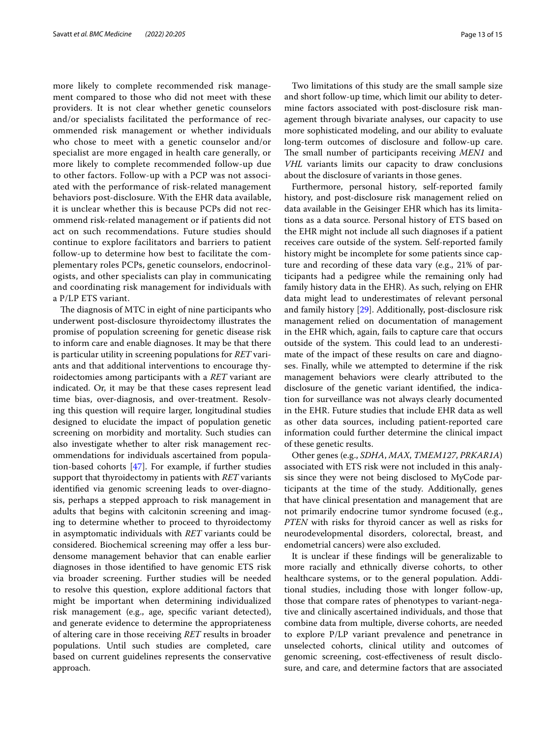more likely to complete recommended risk management compared to those who did not meet with these providers. It is not clear whether genetic counselors and/or specialists facilitated the performance of recommended risk management or whether individuals who chose to meet with a genetic counselor and/or specialist are more engaged in health care generally, or more likely to complete recommended follow-up due to other factors. Follow-up with a PCP was not associated with the performance of risk-related management behaviors post-disclosure. With the EHR data available, it is unclear whether this is because PCPs did not recommend risk-related management or if patients did not act on such recommendations. Future studies should continue to explore facilitators and barriers to patient follow-up to determine how best to facilitate the complementary roles PCPs, genetic counselors, endocrinologists, and other specialists can play in communicating and coordinating risk management for individuals with a P/LP ETS variant.

The diagnosis of MTC in eight of nine participants who underwent post-disclosure thyroidectomy illustrates the promise of population screening for genetic disease risk to inform care and enable diagnoses. It may be that there is particular utility in screening populations for *RET* variants and that additional interventions to encourage thyroidectomies among participants with a *RET* variant are indicated. Or, it may be that these cases represent lead time bias, over-diagnosis, and over-treatment. Resolving this question will require larger, longitudinal studies designed to elucidate the impact of population genetic screening on morbidity and mortality. Such studies can also investigate whether to alter risk management recommendations for individuals ascertained from population-based cohorts [47]. For example, if further studies support that thyroidectomy in patients with *RET* variants identified via genomic screening leads to over-diagnosis, perhaps a stepped approach to risk management in adults that begins with calcitonin screening and imaging to determine whether to proceed to thyroidectomy in asymptomatic individuals with *RET* variants could be considered. Biochemical screening may offer a less burdensome management behavior that can enable earlier diagnoses in those identified to have genomic ETS risk via broader screening. Further studies will be needed to resolve this question, explore additional factors that might be important when determining individualized risk management (e.g., age, specific variant detected), and generate evidence to determine the appropriateness of altering care in those receiving *RET* results in broader populations. Until such studies are completed, care based on current guidelines represents the conservative approach.

Two limitations of this study are the small sample size and short follow-up time, which limit our ability to determine factors associated with post-disclosure risk management through bivariate analyses, our capacity to use more sophisticated modeling, and our ability to evaluate long-term outcomes of disclosure and follow-up care. The small number of participants receiving *MEN1* and *VHL* variants limits our capacity to draw conclusions about the disclosure of variants in those genes.

Furthermore, personal history, self-reported family history, and post-disclosure risk management relied on data available in the Geisinger EHR which has its limitations as a data source. Personal history of ETS based on the EHR might not include all such diagnoses if a patient receives care outside of the system. Self-reported family history might be incomplete for some patients since capture and recording of these data vary (e.g., 21% of participants had a pedigree while the remaining only had family history data in the EHR). As such, relying on EHR data might lead to underestimates of relevant personal and family history [29]. Additionally, post-disclosure risk management relied on documentation of management in the EHR which, again, fails to capture care that occurs outside of the system. This could lead to an underestimate of the impact of these results on care and diagnoses. Finally, while we attempted to determine if the risk management behaviors were clearly attributed to the disclosure of the genetic variant identified, the indication for surveillance was not always clearly documented in the EHR. Future studies that include EHR data as well as other data sources, including patient-reported care information could further determine the clinical impact of these genetic results.

Other genes (e.g., *SDHA*, *MAX*, *TMEM127*, *PRKAR1A*) associated with ETS risk were not included in this analysis since they were not being disclosed to MyCode participants at the time of the study. Additionally, genes that have clinical presentation and management that are not primarily endocrine tumor syndrome focused (e.g., *PTEN* with risks for thyroid cancer as well as risks for neurodevelopmental disorders, colorectal, breast, and endometrial cancers) were also excluded.

It is unclear if these findings will be generalizable to more racially and ethnically diverse cohorts, to other healthcare systems, or to the general population. Additional studies, including those with longer follow-up, those that compare rates of phenotypes to variant-negative and clinically ascertained individuals, and those that combine data from multiple, diverse cohorts, are needed to explore P/LP variant prevalence and penetrance in unselected cohorts, clinical utility and outcomes of genomic screening, cost-effectiveness of result disclosure, and care, and determine factors that are associated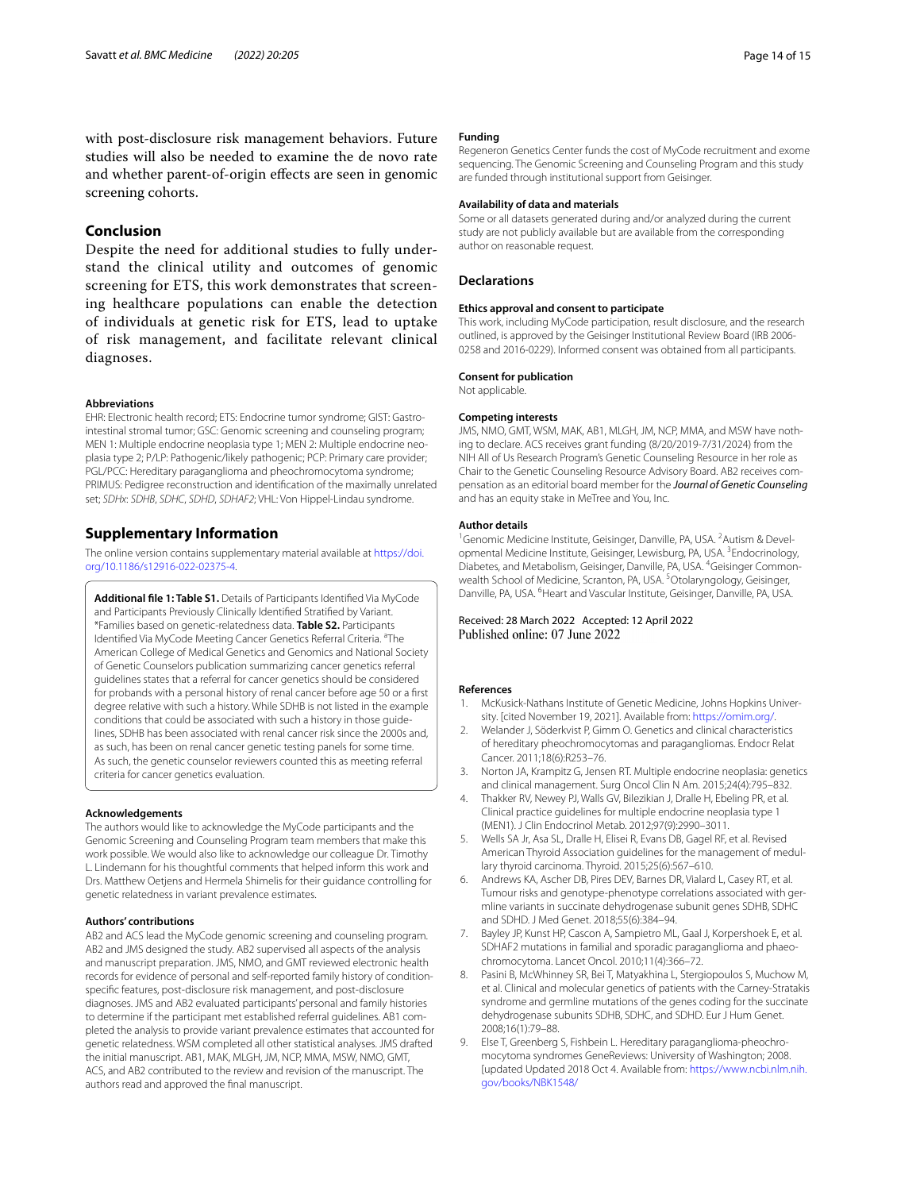with post-disclosure risk management behaviors. Future studies will also be needed to examine the de novo rate and whether parent-of-origin effects are seen in genomic screening cohorts.

## Conclusion

Despite the need for additional studies to fully understand the clinical utility and outcomes of genomic screening for ETS, this work demonstrates that screening healthcare populations can enable the detection of individuals at genetic risk for ETS, lead to uptake of risk management, and facilitate relevant clinical diagnoses.

#### Abbreviations

EHR: Electronic health record; ETS: Endocrine tumor syndrome; GIST: Gastrointestinal stromal tumor; GSC: Genomic screening and counseling program; MEN 1: Multiple endocrine neoplasia type 1; MEN 2: Multiple endocrine neoplasia type 2; P/LP: Pathogenic/likely pathogenic; PCP: Primary care provider; PGL/PCC: Hereditary paraganglioma and pheochromocytoma syndrome; PRIMUS: Pedigree reconstruction and identification of the maximally unrelated set; *SDHx*: *SDHB*, *SDHC*, *SDHD*, *SDHAF2*; VHL: Von Hippel-Lindau syndrome.

## Supplementary Information

The online version contains supplementary material available at https://doi.org/10.1186/s12916-022-02375-4.

**Additional file 1: Table S1.** Details of Participants Identified Via MyCode and Participants Previously Clinically Identified Stratified by Variant. *Families based on genetic-relatedness data. **Table S2.** Participants Identified Via MyCode Meeting Cancer Genetics Referral Criteria. [a]The American College of Medical Genetics and Genomics and National Society of Genetic Counselors publication summarizing cancer genetics referral guidelines states that a referral for cancer genetics should be considered for probands with a personal history of renal cancer before age 50 or a first degree relative with such a history. While SDHB is not listed in the example conditions that could be associated with such a history in those guidelines, SDHB has been associated with renal cancer risk since the 2000s and, as such, has been on renal cancer genetic testing panels for some time. As such, the genetic counselor reviewers counted this as meeting referral criteria for cancer genetics evaluation.

#### Acknowledgements

The authors would like to acknowledge the MyCode participants and the Genomic Screening and Counseling Program team members that make this work possible. We would also like to acknowledge our colleague Dr. Timothy L. Lindemann for his thoughtful comments that helped inform this work and Drs. Matthew Oetjens and Hermela Shimelis for their guidance controlling for genetic relatedness in variant prevalence estimates.

#### Authors' contributions

AB2 and ACS lead the MyCode genomic screening and counseling program. AB2 and JMS designed the study. AB2 supervised all aspects of the analysis and manuscript preparation. JMS, NMO, and GMT reviewed electronic health records for evidence of personal and self-reported family history of condition-specific features, post-disclosure risk management, and post-disclosure diagnoses. JMS and AB2 evaluated participants' personal and family histories to determine if the participant met established referral guidelines. AB1 completed the analysis to provide variant prevalence estimates that accounted for genetic relatedness. WSM completed all other statistical analyses. JMS drafted the initial manuscript. AB1, MAK, MLGH, JM, NCP, MMA, MSW, NMO, GMT, ACS, and AB2 contributed to the review and revision of the manuscript. The authors read and approved the final manuscript.

#### Funding

Regeneron Genetics Center funds the cost of MyCode recruitment and exome sequencing. The Genomic Screening and Counseling Program and this study are funded through institutional support from Geisinger.

#### Availability of data and materials

Some or all datasets generated during and/or analyzed during the current study are not publicly available but are available from the corresponding author on reasonable request.

## Declarations

#### Ethics approval and consent to participate

This work, including MyCode participation, result disclosure, and the research outlined, is approved by the Geisinger Institutional Review Board (IRB 2006-0258 and 2016-0229). Informed consent was obtained from all participants.

#### Consent for publication

Not applicable.

#### Competing interests

JMS, NMO, GMT, WSM, MAK, AB1, MLGH, JM, NCP, MMA, and MSW have nothing to declare. ACS receives grant funding (8/20/2019-7/31/2024) from the NIH All of Us Research Program's Genetic Counseling Resource in her role as Chair to the Genetic Counseling Resource Advisory Board. AB2 receives compensation as an editorial board member for the ***Journal of Genetic Counseling*** and has an equity stake in MeTree and You, Inc.

#### Author details

[1]Genomic Medicine Institute, Geisinger, Danville, PA, USA. [2]Autism & Developmental Medicine Institute, Geisinger, Lewisburg, PA, USA. [3]Endocrinology, Diabetes, and Metabolism, Geisinger, Danville, PA, USA. [4]Geisinger Commonwealth School of Medicine, Scranton, PA, USA. [5]Otolaryngology, Geisinger, Danville, PA, USA. [6]Heart and Vascular Institute, Geisinger, Danville, PA, USA.

Received: 28 March 2022 Accepted: 12 April 2022
Published online: 07 June 2022

#### References

1. McKusick-Nathans Institute of Genetic Medicine, Johns Hopkins University. [cited November 19, 2021]. Available from: https://omim.org/.
2. Welander J, Söderkvist P, Gimm O. Genetics and clinical characteristics of hereditary pheochromocytomas and paragangliomas. Endocr Relat Cancer. 2011;18(6):R253–76.
3. Norton JA, Krampitz G, Jensen RT. Multiple endocrine neoplasia: genetics and clinical management. Surg Oncol Clin N Am. 2015;24(4):795–832.
4. Thakker RV, Newey PJ, Walls GV, Bilezikian J, Dralle H, Ebeling PR, et al. Clinical practice guidelines for multiple endocrine neoplasia type 1 (MEN1). J Clin Endocrinol Metab. 2012;97(9):2990–3011.
5. Wells SA Jr, Asa SL, Dralle H, Elisei R, Evans DB, Gagel RF, et al. Revised American Thyroid Association guidelines for the management of medullary thyroid carcinoma. Thyroid. 2015;25(6):567–610.
6. Andrews KA, Ascher DB, Pires DEV, Barnes DR, Vialard L, Casey RT, et al. Tumour risks and genotype-phenotype correlations associated with germline variants in succinate dehydrogenase subunit genes SDHB, SDHC and SDHD. J Med Genet. 2018;55(6):384–94.
7. Bayley JP, Kunst HP, Cascon A, Sampietro ML, Gaal J, Korpershoek E, et al. SDHAF2 mutations in familial and sporadic paraganglioma and phaeochromocytoma. Lancet Oncol. 2010;11(4):366–72.
8. Pasini B, McWhinney SR, Bei T, Matyakhina L, Stergiopoulos S, Muchow M, et al. Clinical and molecular genetics of patients with the Carney-Stratakis syndrome and germline mutations of the genes coding for the succinate dehydrogenase subunits SDHB, SDHC, and SDHD. Eur J Hum Genet. 2008;16(1):79–88.
9. Else T, Greenberg S, Fishbein L. Hereditary paraganglioma-pheochromocytoma syndromes GeneReviews: University of Washington; 2008. [updated Updated 2018 Oct 4. Available from: https://www.ncbi.nlm.nih.gov/books/NBK1548/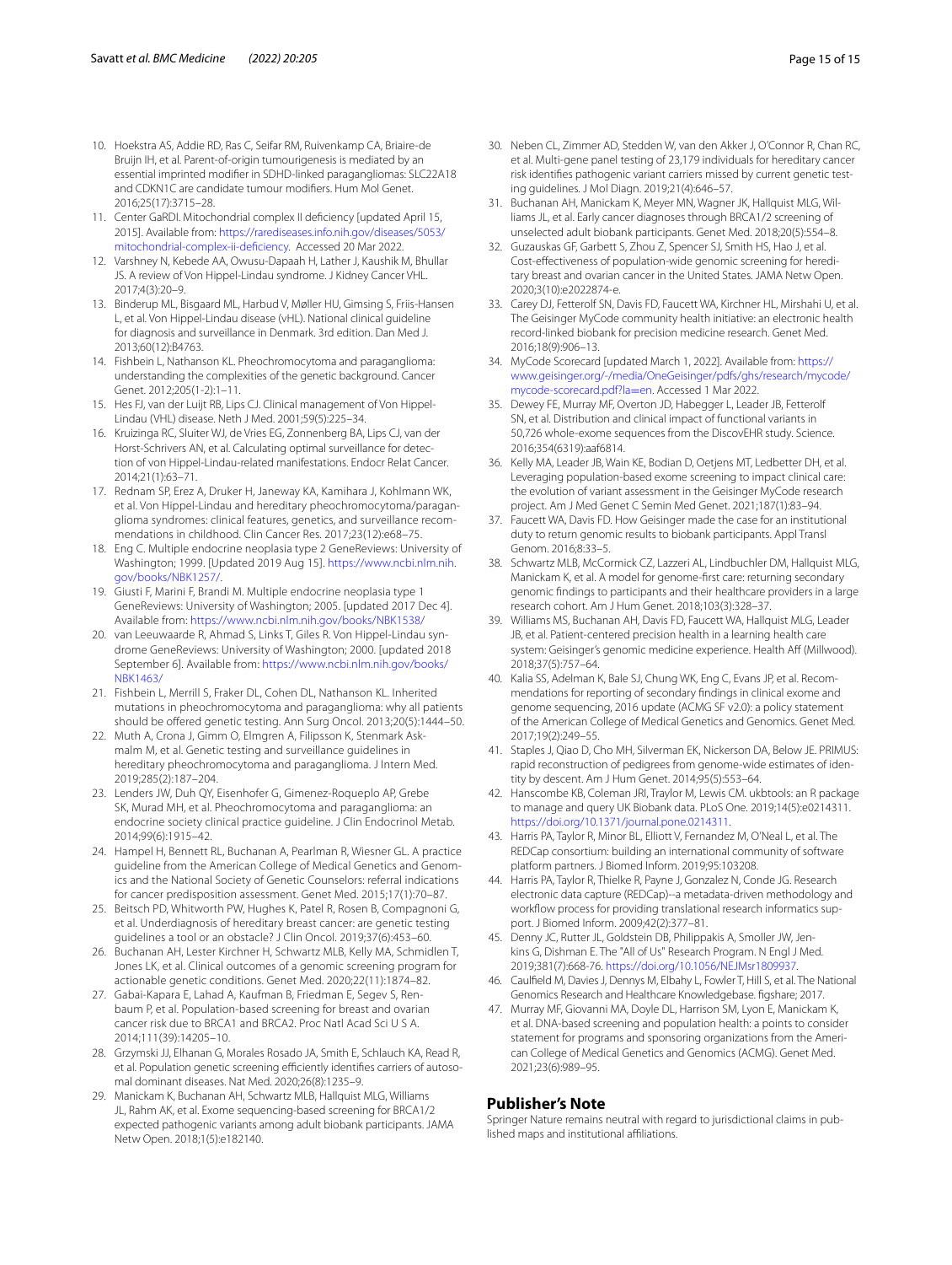10. Hoekstra AS, Addie RD, Ras C, Seifar RM, Ruivenkamp CA, Briaire-de Bruijn IH, et al. Parent-of-origin tumourigenesis is mediated by an essential imprinted modifier in SDHD-linked paragangliomas: SLC22A18 and CDKN1C are candidate tumour modifiers. Hum Mol Genet. 2016;25(17):3715–28.
11. Center GaRDI. Mitochondrial complex II deficiency [updated April 15, 2015]. Available from: https://rarediseases.info.nih.gov/diseases/5053/mitochondrial-complex-ii-deficiency. Accessed 20 Mar 2022.
12. Varshney N, Kebede AA, Owusu-Dapaah H, Lather J, Kaushik M, Bhullar JS. A review of Von Hippel-Lindau syndrome. J Kidney Cancer VHL. 2017;4(3):20–9.
13. Binderup ML, Bisgaard ML, Harbud V, Møller HU, Gimsing S, Friis-Hansen L, et al. Von Hippel-Lindau disease (vHL). National clinical guideline for diagnosis and surveillance in Denmark. 3rd edition. Dan Med J. 2013;60(12):B4763.
14. Fishbein L, Nathanson KL. Pheochromocytoma and paraganglioma: understanding the complexities of the genetic background. Cancer Genet. 2012;205(1-2):1–11.
15. Hes FJ, van der Luijt RB, Lips CJ. Clinical management of Von Hippel-Lindau (VHL) disease. Neth J Med. 2001;59(5):225–34.
16. Kruizinga RC, Sluiter WJ, de Vries EG, Zonnenberg BA, Lips CJ, van der Horst-Schrivers AN, et al. Calculating optimal surveillance for detection of von Hippel-Lindau-related manifestations. Endocr Relat Cancer. 2014;21(1):63–71.
17. Rednam SP, Erez A, Druker H, Janeway KA, Kamihara J, Kohlmann WK, et al. Von Hippel-Lindau and hereditary pheochromocytoma/paraganglioma syndromes: clinical features, genetics, and surveillance recommendations in childhood. Clin Cancer Res. 2017;23(12):e68–75.
18. Eng C. Multiple endocrine neoplasia type 2 GeneReviews: University of Washington; 1999. [Updated 2019 Aug 15]. https://www.ncbi.nlm.nih.gov/books/NBK1257/.
19. Giusti F, Marini F, Brandi M. Multiple endocrine neoplasia type 1 GeneReviews: University of Washington; 2005. [updated 2017 Dec 4]. Available from: https://www.ncbi.nlm.nih.gov/books/NBK1538/
20. van Leeuwaarde R, Ahmad S, Links T, Giles R. Von Hippel-Lindau syndrome GeneReviews: University of Washington; 2000. [updated 2018 September 6]. Available from: https://www.ncbi.nlm.nih.gov/books/NBK1463/
21. Fishbein L, Merrill S, Fraker DL, Cohen DL, Nathanson KL. Inherited mutations in pheochromocytoma and paraganglioma: why all patients should be offered genetic testing. Ann Surg Oncol. 2013;20(5):1444–50.
22. Muth A, Crona J, Gimm O, Elmgren A, Filipsson K, Stenmark Askmalm M, et al. Genetic testing and surveillance guidelines in hereditary pheochromocytoma and paraganglioma. J Intern Med. 2019;285(2):187–204.
23. Lenders JW, Duh QY, Eisenhofer G, Gimenez-Roqueplo AP, Grebe SK, Murad MH, et al. Pheochromocytoma and paraganglioma: an endocrine society clinical practice guideline. J Clin Endocrinol Metab. 2014;99(6):1915–42.
24. Hampel H, Bennett RL, Buchanan A, Pearlman R, Wiesner GL. A practice guideline from the American College of Medical Genetics and Genomics and the National Society of Genetic Counselors: referral indications for cancer predisposition assessment. Genet Med. 2015;17(1):70–87.
25. Beitsch PD, Whitworth PW, Hughes K, Patel R, Rosen B, Compagnoni G, et al. Underdiagnosis of hereditary breast cancer: are genetic testing guidelines a tool or an obstacle? J Clin Oncol. 2019;37(6):453–60.
26. Buchanan AH, Lester Kirchner H, Schwartz MLB, Kelly MA, Schmidlen T, Jones LK, et al. Clinical outcomes of a genomic screening program for actionable genetic conditions. Genet Med. 2020;22(11):1874–82.
27. Gabai-Kapara E, Lahad A, Kaufman B, Friedman E, Segev S, Renbaum P, et al. Population-based screening for breast and ovarian cancer risk due to BRCA1 and BRCA2. Proc Natl Acad Sci U S A. 2014;111(39):14205–10.
28. Grzymski JJ, Elhanan G, Morales Rosado JA, Smith E, Schlauch KA, Read R, et al. Population genetic screening efficiently identifies carriers of autosomal dominant diseases. Nat Med. 2020;26(8):1235–9.
29. Manickam K, Buchanan AH, Schwartz MLB, Hallquist MLG, Williams JL, Rahm AK, et al. Exome sequencing-based screening for BRCA1/2 expected pathogenic variants among adult biobank participants. JAMA Netw Open. 2018;1(5):e182140.
30. Neben CL, Zimmer AD, Stedden W, van den Akker J, O'Connor R, Chan RC, et al. Multi-gene panel testing of 23,179 individuals for hereditary cancer risk identifies pathogenic variant carriers missed by current genetic testing guidelines. J Mol Diagn. 2019;21(4):646–57.
31. Buchanan AH, Manickam K, Meyer MN, Wagner JK, Hallquist MLG, Williams JL, et al. Early cancer diagnoses through BRCA1/2 screening of unselected adult biobank participants. Genet Med. 2018;20(5):554–8.
32. Guzauskas GF, Garbett S, Zhou Z, Spencer SJ, Smith HS, Hao J, et al. Cost-effectiveness of population-wide genomic screening for hereditary breast and ovarian cancer in the United States. JAMA Netw Open. 2020;3(10):e2022874-e.
33. Carey DJ, Fetterolf SN, Davis FD, Faucett WA, Kirchner HL, Mirshahi U, et al. The Geisinger MyCode community health initiative: an electronic health record-linked biobank for precision medicine research. Genet Med. 2016;18(9):906–13.
34. MyCode Scorecard [updated March 1, 2022]. Available from: https://www.geisinger.org/-/media/OneGeisinger/pdfs/ghs/research/mycode/mycode-scorecard.pdf?la=en. Accessed 1 Mar 2022.
35. Dewey FE, Murray MF, Overton JD, Habegger L, Leader JB, Fetterolf SN, et al. Distribution and clinical impact of functional variants in 50,726 whole-exome sequences from the DiscovEHR study. Science. 2016;354(6319):aaf6814.
36. Kelly MA, Leader JB, Wain KE, Bodian D, Oetjens MT, Ledbetter DH, et al. Leveraging population-based exome screening to impact clinical care: the evolution of variant assessment in the Geisinger MyCode research project. Am J Med Genet C Semin Med Genet. 2021;187(1):83–94.
37. Faucett WA, Davis FD. How Geisinger made the case for an institutional duty to return genomic results to biobank participants. Appl Transl Genom. 2016;8:33–5.
38. Schwartz MLB, McCormick CZ, Lazzeri AL, Lindbuchler DM, Hallquist MLG, Manickam K, et al. A model for genome-first care: returning secondary genomic findings to participants and their healthcare providers in a large research cohort. Am J Hum Genet. 2018;103(3):328–37.
39. Williams MS, Buchanan AH, Davis FD, Faucett WA, Hallquist MLG, Leader JB, et al. Patient-centered precision health in a learning health care system: Geisinger's genomic medicine experience. Health Aff (Millwood). 2018;37(5):757–64.
40. Kalia SS, Adelman K, Bale SJ, Chung WK, Eng C, Evans JP, et al. Recommendations for reporting of secondary findings in clinical exome and genome sequencing, 2016 update (ACMG SF v2.0): a policy statement of the American College of Medical Genetics and Genomics. Genet Med. 2017;19(2):249–55.
41. Staples J, Qiao D, Cho MH, Silverman EK, Nickerson DA, Below JE. PRIMUS: rapid reconstruction of pedigrees from genome-wide estimates of identity by descent. Am J Hum Genet. 2014;95(5):553–64.
42. Hanscombe KB, Coleman JRI, Traylor M, Lewis CM. ukbtools: an R package to manage and query UK Biobank data. PLoS One. 2019;14(5):e0214311. https://doi.org/10.1371/journal.pone.0214311.
43. Harris PA, Taylor R, Minor BL, Elliott V, Fernandez M, O'Neal L, et al. The REDCap consortium: building an international community of software platform partners. J Biomed Inform. 2019;95:103208.
44. Harris PA, Taylor R, Thielke R, Payne J, Gonzalez N, Conde JG. Research electronic data capture (REDCap)--a metadata-driven methodology and workflow process for providing translational research informatics support. J Biomed Inform. 2009;42(2):377–81.
45. Denny JC, Rutter JL, Goldstein DB, Philippakis A, Smoller JW, Jenkins G, Dishman E. The "All of Us" Research Program. N Engl J Med. 2019;381(7):668-76. https://doi.org/10.1056/NEJMsr1809937.
46. Caulfield M, Davies J, Dennys M, Elbahy L, Fowler T, Hill S, et al. The National Genomics Research and Healthcare Knowledgebase. figshare; 2017.
47. Murray MF, Giovanni MA, Doyle DL, Harrison SM, Lyon E, Manickam K, et al. DNA-based screening and population health: a points to consider statement for programs and sponsoring organizations from the American College of Medical Genetics and Genomics (ACMG). Genet Med. 2021;23(6):989–95.

## Publisher's Note

Springer Nature remains neutral with regard to jurisdictional claims in published maps and institutional affiliations.